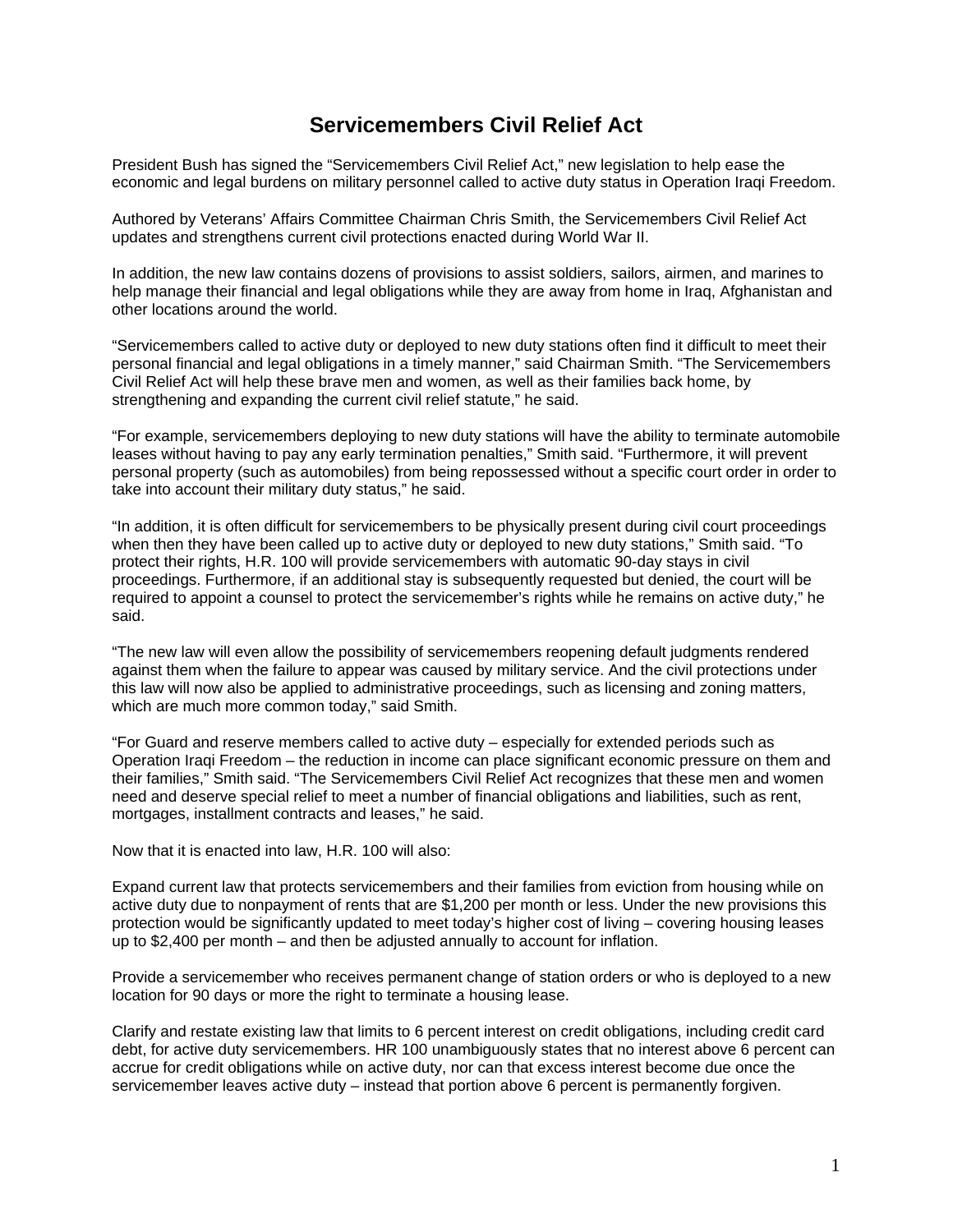# Servicemembers Civil Relief Act

President Bush has signed the “Servicemembers Civil Relief Act,” new legislation to help ease the economic and legal burdens on military personnel called to active duty status in Operation Iraqi Freedom.

Authored by Veterans’ Affairs Committee Chairman Chris Smith, the Servicemembers Civil Relief Act updates and strengthens current civil protections enacted during World War II.

In addition, the new law contains dozens of provisions to assist soldiers, sailors, airmen, and marines to help manage their financial and legal obligations while they are away from home in Iraq, Afghanistan and other locations around the world.

“Servicemembers called to active duty or deployed to new duty stations often find it difficult to meet their personal financial and legal obligations in a timely manner,” said Chairman Smith. “The Servicemembers Civil Relief Act will help these brave men and women, as well as their families back home, by strengthening and expanding the current civil relief statute,” he said.

“For example, servicemembers deploying to new duty stations will have the ability to terminate automobile leases without having to pay any early termination penalties,” Smith said. “Furthermore, it will prevent personal property (such as automobiles) from being repossessed without a specific court order in order to take into account their military duty status,” he said.

“In addition, it is often difficult for servicemembers to be physically present during civil court proceedings when then they have been called up to active duty or deployed to new duty stations,” Smith said. “To protect their rights, H.R. 100 will provide servicemembers with automatic 90-day stays in civil proceedings. Furthermore, if an additional stay is subsequently requested but denied, the court will be required to appoint a counsel to protect the servicemember’s rights while he remains on active duty,” he said.

“The new law will even allow the possibility of servicemembers reopening default judgments rendered against them when the failure to appear was caused by military service. And the civil protections under this law will now also be applied to administrative proceedings, such as licensing and zoning matters, which are much more common today,” said Smith.

“For Guard and reserve members called to active duty – especially for extended periods such as Operation Iraqi Freedom – the reduction in income can place significant economic pressure on them and their families,” Smith said. “The Servicemembers Civil Relief Act recognizes that these men and women need and deserve special relief to meet a number of financial obligations and liabilities, such as rent, mortgages, installment contracts and leases,” he said.

Now that it is enacted into law, H.R. 100 will also:

Expand current law that protects servicemembers and their families from eviction from housing while on active duty due to nonpayment of rents that are $1,200 per month or less. Under the new provisions this protection would be significantly updated to meet today’s higher cost of living – covering housing leases up to $2,400 per month – and then be adjusted annually to account for inflation.

Provide a servicemember who receives permanent change of station orders or who is deployed to a new location for 90 days or more the right to terminate a housing lease.

Clarify and restate existing law that limits to 6 percent interest on credit obligations, including credit card debt, for active duty servicemembers. HR 100 unambiguously states that no interest above 6 percent can accrue for credit obligations while on active duty, nor can that excess interest become due once the servicemember leaves active duty – instead that portion above 6 percent is permanently forgiven.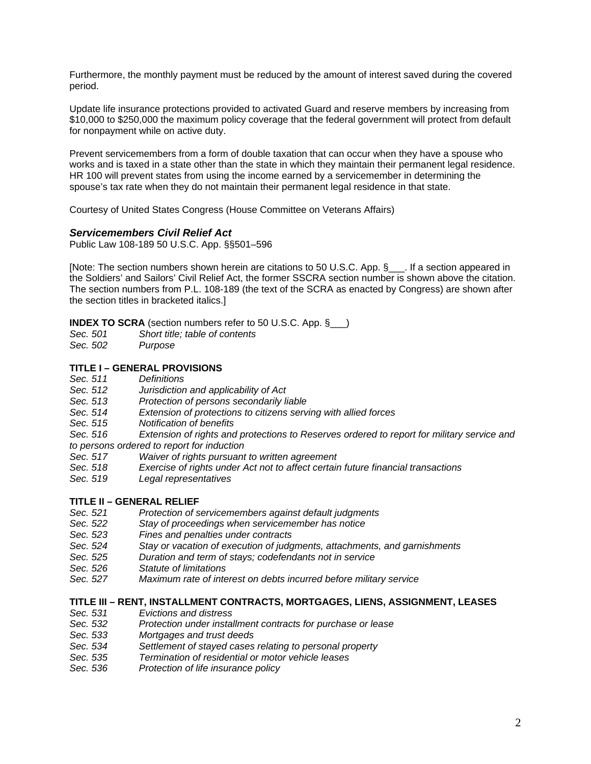Furthermore, the monthly payment must be reduced by the amount of interest saved during the covered period.

Update life insurance protections provided to activated Guard and reserve members by increasing from $10,000 to $250,000 the maximum policy coverage that the federal government will protect from default for nonpayment while on active duty.

Prevent servicemembers from a form of double taxation that can occur when they have a spouse who works and is taxed in a state other than the state in which they maintain their permanent legal residence. HR 100 will prevent states from using the income earned by a servicemember in determining the spouse's tax rate when they do not maintain their permanent legal residence in that state.

Courtesy of United States Congress (House Committee on Veterans Affairs)

### *Servicemembers Civil Relief Act*

Public Law 108-189 50 U.S.C. App. §§501–596

[Note: The section numbers shown herein are citations to 50 U.S.C. App. §___. If a section appeared in the Soldiers' and Sailors' Civil Relief Act, the former SSCRA section number is shown above the citation. The section numbers from P.L. 108-189 (the text of the SCRA as enacted by Congress) are shown after the section titles in bracketed italics.]

**INDEX TO SCRA** (section numbers refer to 50 U.S.C. App. §___)

*Sec. 501 Short title; table of contents*
*Sec. 502 Purpose*

**TITLE I – GENERAL PROVISIONS**

*Sec. 511 Definitions*
*Sec. 512 Jurisdiction and applicability of Act*
*Sec. 513 Protection of persons secondarily liable*
*Sec. 514 Extension of protections to citizens serving with allied forces*
*Sec. 515 Notification of benefits*
*Sec. 516 Extension of rights and protections to Reserves ordered to report for military service and to persons ordered to report for induction*
*Sec. 517 Waiver of rights pursuant to written agreement*
*Sec. 518 Exercise of rights under Act not to affect certain future financial transactions*
*Sec. 519 Legal representatives*

**TITLE II – GENERAL RELIEF**

*Sec. 521 Protection of servicemembers against default judgments*
*Sec. 522 Stay of proceedings when servicemember has notice*
*Sec. 523 Fines and penalties under contracts*
*Sec. 524 Stay or vacation of execution of judgments, attachments, and garnishments*
*Sec. 525 Duration and term of stays; codefendants not in service*
*Sec. 526 Statute of limitations*
*Sec. 527 Maximum rate of interest on debts incurred before military service*

**TITLE III – RENT, INSTALLMENT CONTRACTS, MORTGAGES, LIENS, ASSIGNMENT, LEASES**

*Sec. 531 Evictions and distress*
*Sec. 532 Protection under installment contracts for purchase or lease*
*Sec. 533 Mortgages and trust deeds*
*Sec. 534 Settlement of stayed cases relating to personal property*
*Sec. 535 Termination of residential or motor vehicle leases*
*Sec. 536 Protection of life insurance policy*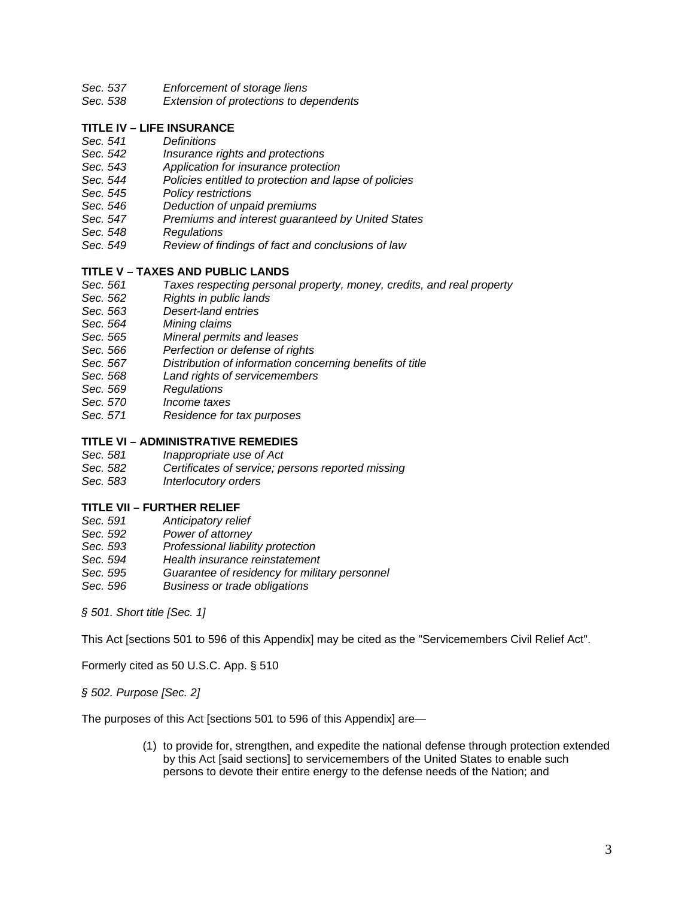*Sec. 537 Enforcement of storage liens*
*Sec. 538 Extension of protections to dependents*

**TITLE IV – LIFE INSURANCE**

*Sec. 541 Definitions*
*Sec. 542 Insurance rights and protections*
*Sec. 543 Application for insurance protection*
*Sec. 544 Policies entitled to protection and lapse of policies*
*Sec. 545 Policy restrictions*
*Sec. 546 Deduction of unpaid premiums*
*Sec. 547 Premiums and interest guaranteed by United States*
*Sec. 548 Regulations*
*Sec. 549 Review of findings of fact and conclusions of law*

**TITLE V – TAXES AND PUBLIC LANDS**

*Sec. 561 Taxes respecting personal property, money, credits, and real property*
*Sec. 562 Rights in public lands*
*Sec. 563 Desert-land entries*
*Sec. 564 Mining claims*
*Sec. 565 Mineral permits and leases*
*Sec. 566 Perfection or defense of rights*
*Sec. 567 Distribution of information concerning benefits of title*
*Sec. 568 Land rights of servicemembers*
*Sec. 569 Regulations*
*Sec. 570 Income taxes*
*Sec. 571 Residence for tax purposes*

**TITLE VI – ADMINISTRATIVE REMEDIES**

*Sec. 581 Inappropriate use of Act*
*Sec. 582 Certificates of service; persons reported missing*
*Sec. 583 Interlocutory orders*

**TITLE VII – FURTHER RELIEF**

*Sec. 591 Anticipatory relief*
*Sec. 592 Power of attorney*
*Sec. 593 Professional liability protection*
*Sec. 594 Health insurance reinstatement*
*Sec. 595 Guarantee of residency for military personnel*
*Sec. 596 Business or trade obligations*

*§ 501. Short title [Sec. 1]*

This Act [sections 501 to 596 of this Appendix] may be cited as the "Servicemembers Civil Relief Act".

Formerly cited as 50 U.S.C. App. § 510

*§ 502. Purpose [Sec. 2]*

The purposes of this Act [sections 501 to 596 of this Appendix] are—

(1) to provide for, strengthen, and expedite the national defense through protection extended by this Act [said sections] to servicemembers of the United States to enable such persons to devote their entire energy to the defense needs of the Nation; and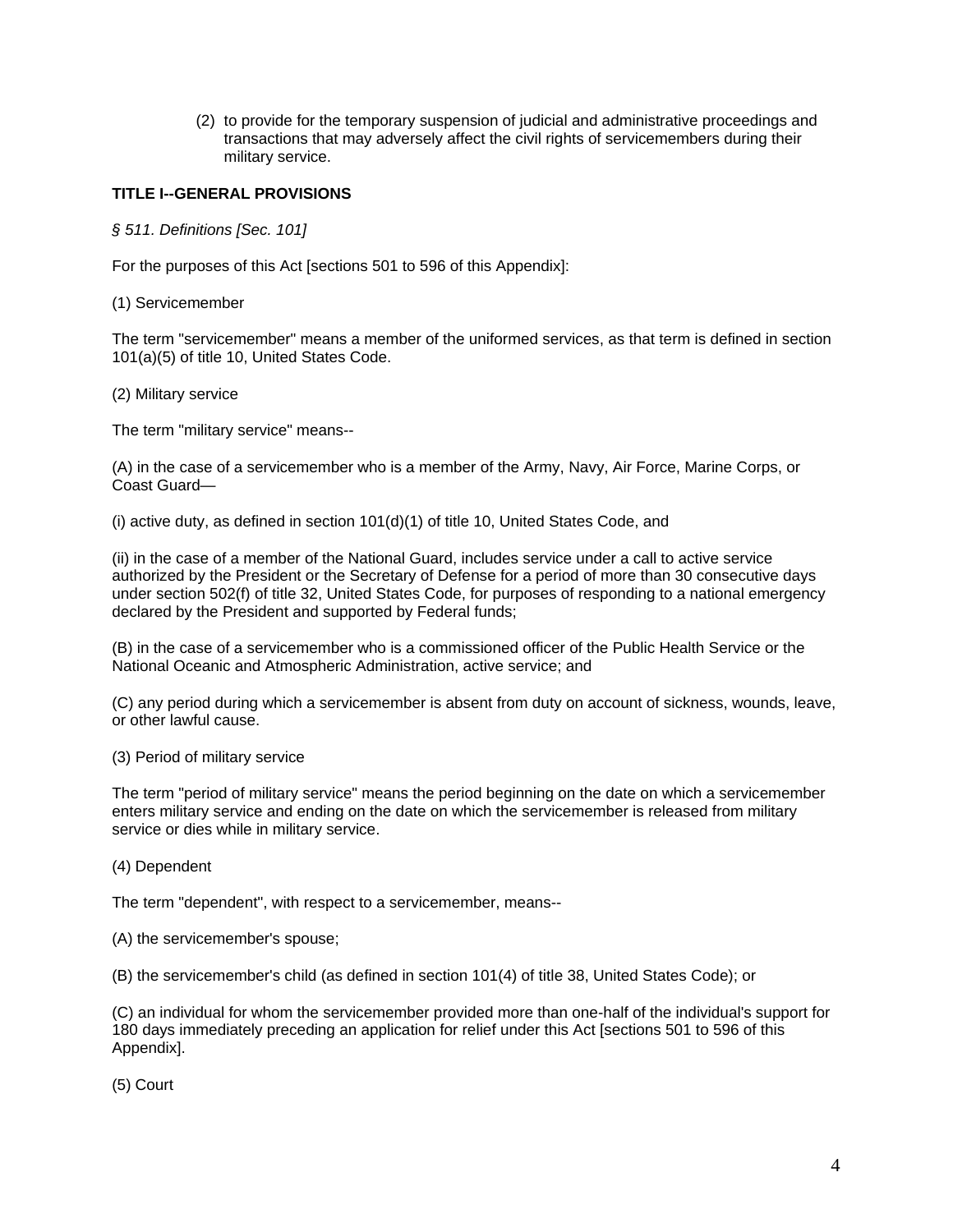(2) to provide for the temporary suspension of judicial and administrative proceedings and transactions that may adversely affect the civil rights of servicemembers during their military service.

**TITLE I--GENERAL PROVISIONS**

*§ 511. Definitions [Sec. 101]*

For the purposes of this Act [sections 501 to 596 of this Appendix]:

(1) Servicemember

The term "servicemember" means a member of the uniformed services, as that term is defined in section 101(a)(5) of title 10, United States Code.

(2) Military service

The term "military service" means--

(A) in the case of a servicemember who is a member of the Army, Navy, Air Force, Marine Corps, or Coast Guard—

(i) active duty, as defined in section 101(d)(1) of title 10, United States Code, and

(ii) in the case of a member of the National Guard, includes service under a call to active service authorized by the President or the Secretary of Defense for a period of more than 30 consecutive days under section 502(f) of title 32, United States Code, for purposes of responding to a national emergency declared by the President and supported by Federal funds;

(B) in the case of a servicemember who is a commissioned officer of the Public Health Service or the National Oceanic and Atmospheric Administration, active service; and

(C) any period during which a servicemember is absent from duty on account of sickness, wounds, leave, or other lawful cause.

(3) Period of military service

The term "period of military service" means the period beginning on the date on which a servicemember enters military service and ending on the date on which the servicemember is released from military service or dies while in military service.

(4) Dependent

The term "dependent", with respect to a servicemember, means--

(A) the servicemember's spouse;

(B) the servicemember's child (as defined in section 101(4) of title 38, United States Code); or

(C) an individual for whom the servicemember provided more than one-half of the individual's support for 180 days immediately preceding an application for relief under this Act [sections 501 to 596 of this Appendix].

(5) Court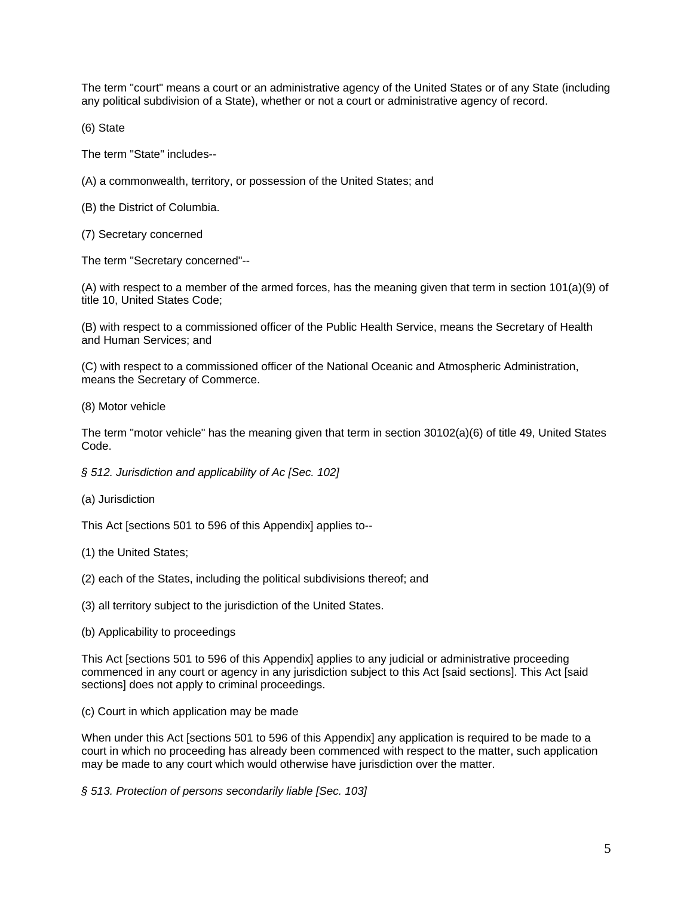The term "court" means a court or an administrative agency of the United States or of any State (including any political subdivision of a State), whether or not a court or administrative agency of record.

(6) State

The term "State" includes--

(A) a commonwealth, territory, or possession of the United States; and

(B) the District of Columbia.

(7) Secretary concerned

The term "Secretary concerned"--

(A) with respect to a member of the armed forces, has the meaning given that term in section 101(a)(9) of title 10, United States Code;

(B) with respect to a commissioned officer of the Public Health Service, means the Secretary of Health and Human Services; and

(C) with respect to a commissioned officer of the National Oceanic and Atmospheric Administration, means the Secretary of Commerce.

(8) Motor vehicle

The term "motor vehicle" has the meaning given that term in section 30102(a)(6) of title 49, United States Code.

*§ 512. Jurisdiction and applicability of Ac [Sec. 102]*

(a) Jurisdiction

This Act [sections 501 to 596 of this Appendix] applies to--

(1) the United States;

(2) each of the States, including the political subdivisions thereof; and

(3) all territory subject to the jurisdiction of the United States.

(b) Applicability to proceedings

This Act [sections 501 to 596 of this Appendix] applies to any judicial or administrative proceeding commenced in any court or agency in any jurisdiction subject to this Act [said sections]. This Act [said sections] does not apply to criminal proceedings.

(c) Court in which application may be made

When under this Act [sections 501 to 596 of this Appendix] any application is required to be made to a court in which no proceeding has already been commenced with respect to the matter, such application may be made to any court which would otherwise have jurisdiction over the matter.

*§ 513. Protection of persons secondarily liable [Sec. 103]*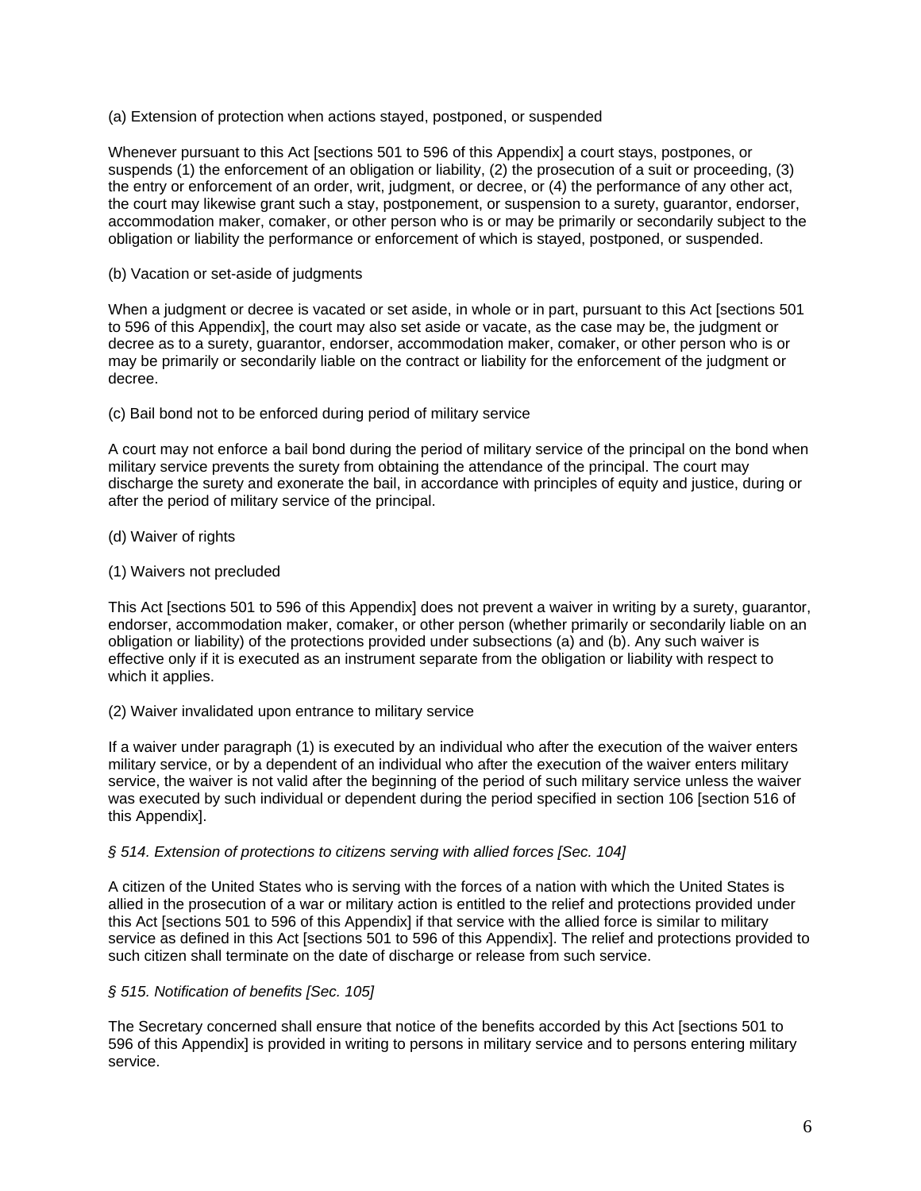(a) Extension of protection when actions stayed, postponed, or suspended

Whenever pursuant to this Act [sections 501 to 596 of this Appendix] a court stays, postpones, or suspends (1) the enforcement of an obligation or liability, (2) the prosecution of a suit or proceeding, (3) the entry or enforcement of an order, writ, judgment, or decree, or (4) the performance of any other act, the court may likewise grant such a stay, postponement, or suspension to a surety, guarantor, endorser, accommodation maker, comaker, or other person who is or may be primarily or secondarily subject to the obligation or liability the performance or enforcement of which is stayed, postponed, or suspended.

(b) Vacation or set-aside of judgments

When a judgment or decree is vacated or set aside, in whole or in part, pursuant to this Act [sections 501 to 596 of this Appendix], the court may also set aside or vacate, as the case may be, the judgment or decree as to a surety, guarantor, endorser, accommodation maker, comaker, or other person who is or may be primarily or secondarily liable on the contract or liability for the enforcement of the judgment or decree.

(c) Bail bond not to be enforced during period of military service

A court may not enforce a bail bond during the period of military service of the principal on the bond when military service prevents the surety from obtaining the attendance of the principal. The court may discharge the surety and exonerate the bail, in accordance with principles of equity and justice, during or after the period of military service of the principal.

(d) Waiver of rights

(1) Waivers not precluded

This Act [sections 501 to 596 of this Appendix] does not prevent a waiver in writing by a surety, guarantor, endorser, accommodation maker, comaker, or other person (whether primarily or secondarily liable on an obligation or liability) of the protections provided under subsections (a) and (b). Any such waiver is effective only if it is executed as an instrument separate from the obligation or liability with respect to which it applies.

(2) Waiver invalidated upon entrance to military service

If a waiver under paragraph (1) is executed by an individual who after the execution of the waiver enters military service, or by a dependent of an individual who after the execution of the waiver enters military service, the waiver is not valid after the beginning of the period of such military service unless the waiver was executed by such individual or dependent during the period specified in section 106 [section 516 of this Appendix].

*§ 514. Extension of protections to citizens serving with allied forces [Sec. 104]*

A citizen of the United States who is serving with the forces of a nation with which the United States is allied in the prosecution of a war or military action is entitled to the relief and protections provided under this Act [sections 501 to 596 of this Appendix] if that service with the allied force is similar to military service as defined in this Act [sections 501 to 596 of this Appendix]. The relief and protections provided to such citizen shall terminate on the date of discharge or release from such service.

*§ 515. Notification of benefits [Sec. 105]*

The Secretary concerned shall ensure that notice of the benefits accorded by this Act [sections 501 to 596 of this Appendix] is provided in writing to persons in military service and to persons entering military service.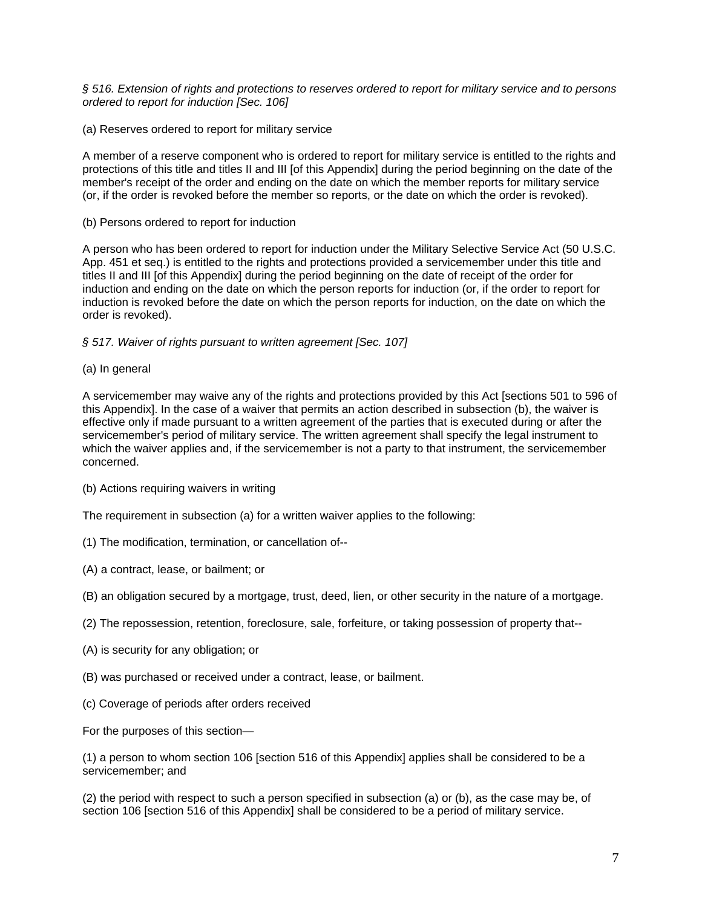*§ 516. Extension of rights and protections to reserves ordered to report for military service and to persons ordered to report for induction [Sec. 106]*

(a) Reserves ordered to report for military service

A member of a reserve component who is ordered to report for military service is entitled to the rights and protections of this title and titles II and III [of this Appendix] during the period beginning on the date of the member's receipt of the order and ending on the date on which the member reports for military service (or, if the order is revoked before the member so reports, or the date on which the order is revoked).

(b) Persons ordered to report for induction

A person who has been ordered to report for induction under the Military Selective Service Act (50 U.S.C. App. 451 et seq.) is entitled to the rights and protections provided a servicemember under this title and titles II and III [of this Appendix] during the period beginning on the date of receipt of the order for induction and ending on the date on which the person reports for induction (or, if the order to report for induction is revoked before the date on which the person reports for induction, on the date on which the order is revoked).

*§ 517. Waiver of rights pursuant to written agreement [Sec. 107]*

(a) In general

A servicemember may waive any of the rights and protections provided by this Act [sections 501 to 596 of this Appendix]. In the case of a waiver that permits an action described in subsection (b), the waiver is effective only if made pursuant to a written agreement of the parties that is executed during or after the servicemember's period of military service. The written agreement shall specify the legal instrument to which the waiver applies and, if the servicemember is not a party to that instrument, the servicemember concerned.

(b) Actions requiring waivers in writing

The requirement in subsection (a) for a written waiver applies to the following:

(1) The modification, termination, or cancellation of--

(A) a contract, lease, or bailment; or

(B) an obligation secured by a mortgage, trust, deed, lien, or other security in the nature of a mortgage.

(2) The repossession, retention, foreclosure, sale, forfeiture, or taking possession of property that--

(A) is security for any obligation; or

(B) was purchased or received under a contract, lease, or bailment.

(c) Coverage of periods after orders received

For the purposes of this section—

(1) a person to whom section 106 [section 516 of this Appendix] applies shall be considered to be a servicemember; and

(2) the period with respect to such a person specified in subsection (a) or (b), as the case may be, of section 106 [section 516 of this Appendix] shall be considered to be a period of military service.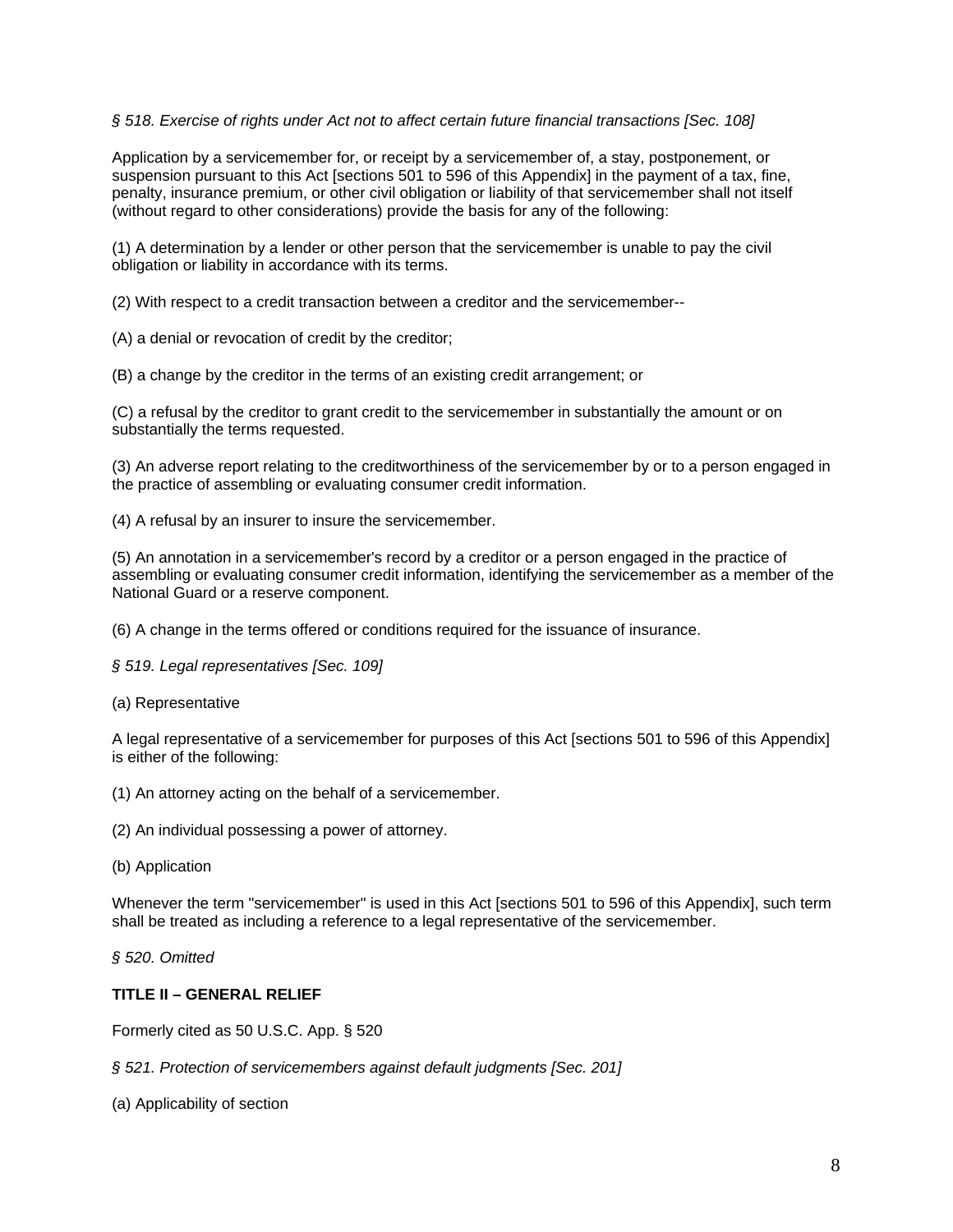*§ 518. Exercise of rights under Act not to affect certain future financial transactions [Sec. 108]*

Application by a servicemember for, or receipt by a servicemember of, a stay, postponement, or suspension pursuant to this Act [sections 501 to 596 of this Appendix] in the payment of a tax, fine, penalty, insurance premium, or other civil obligation or liability of that servicemember shall not itself (without regard to other considerations) provide the basis for any of the following:

(1) A determination by a lender or other person that the servicemember is unable to pay the civil obligation or liability in accordance with its terms.

(2) With respect to a credit transaction between a creditor and the servicemember--

(A) a denial or revocation of credit by the creditor;

(B) a change by the creditor in the terms of an existing credit arrangement; or

(C) a refusal by the creditor to grant credit to the servicemember in substantially the amount or on substantially the terms requested.

(3) An adverse report relating to the creditworthiness of the servicemember by or to a person engaged in the practice of assembling or evaluating consumer credit information.

(4) A refusal by an insurer to insure the servicemember.

(5) An annotation in a servicemember's record by a creditor or a person engaged in the practice of assembling or evaluating consumer credit information, identifying the servicemember as a member of the National Guard or a reserve component.

(6) A change in the terms offered or conditions required for the issuance of insurance.

*§ 519. Legal representatives [Sec. 109]*

(a) Representative

A legal representative of a servicemember for purposes of this Act [sections 501 to 596 of this Appendix] is either of the following:

(1) An attorney acting on the behalf of a servicemember.

(2) An individual possessing a power of attorney.

(b) Application

Whenever the term "servicemember" is used in this Act [sections 501 to 596 of this Appendix], such term shall be treated as including a reference to a legal representative of the servicemember.

*§ 520. Omitted*

**TITLE II – GENERAL RELIEF**

Formerly cited as 50 U.S.C. App. § 520

*§ 521. Protection of servicemembers against default judgments [Sec. 201]*

(a) Applicability of section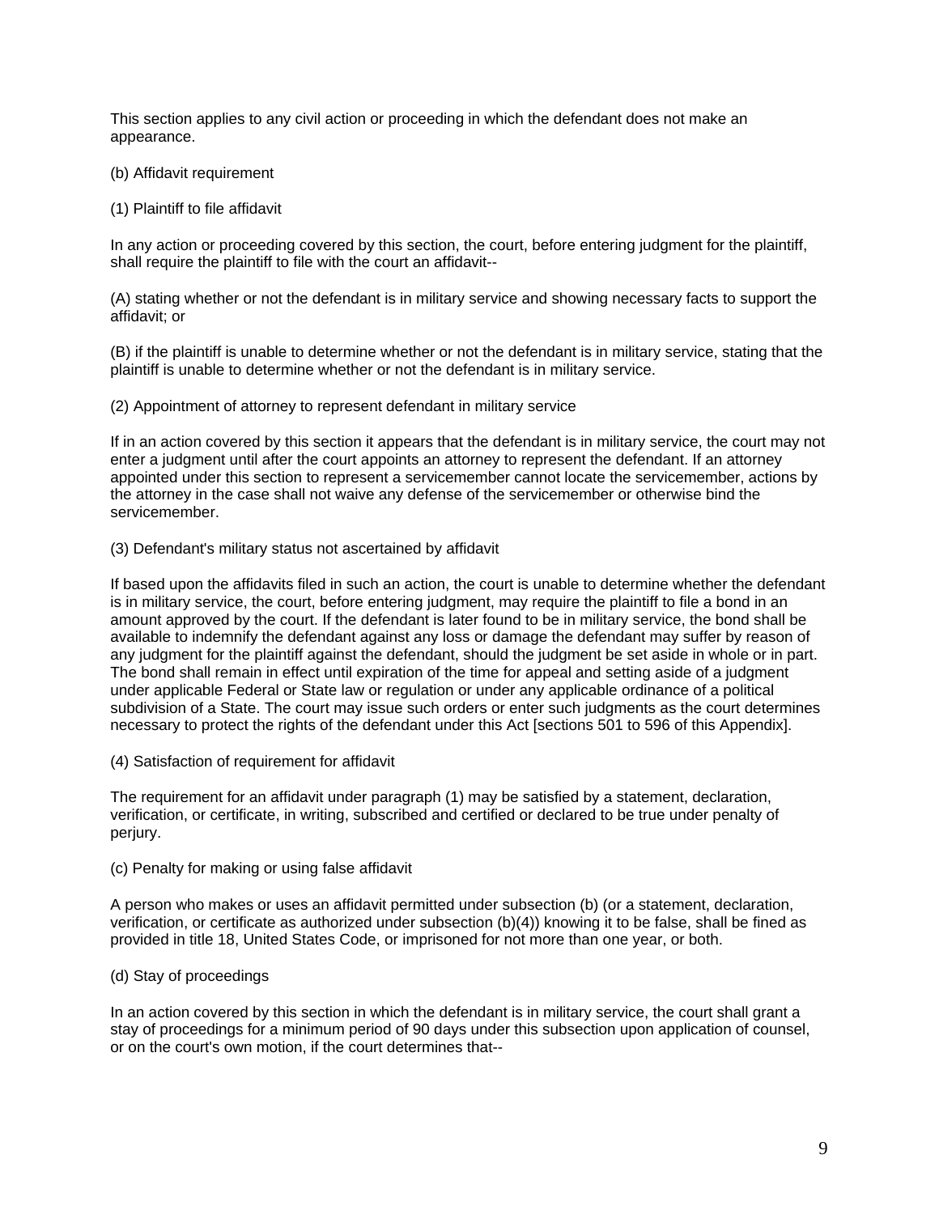This section applies to any civil action or proceeding in which the defendant does not make an appearance.

(b) Affidavit requirement

(1) Plaintiff to file affidavit

In any action or proceeding covered by this section, the court, before entering judgment for the plaintiff, shall require the plaintiff to file with the court an affidavit--

(A) stating whether or not the defendant is in military service and showing necessary facts to support the affidavit; or

(B) if the plaintiff is unable to determine whether or not the defendant is in military service, stating that the plaintiff is unable to determine whether or not the defendant is in military service.

(2) Appointment of attorney to represent defendant in military service

If in an action covered by this section it appears that the defendant is in military service, the court may not enter a judgment until after the court appoints an attorney to represent the defendant. If an attorney appointed under this section to represent a servicemember cannot locate the servicemember, actions by the attorney in the case shall not waive any defense of the servicemember or otherwise bind the servicemember.

(3) Defendant's military status not ascertained by affidavit

If based upon the affidavits filed in such an action, the court is unable to determine whether the defendant is in military service, the court, before entering judgment, may require the plaintiff to file a bond in an amount approved by the court. If the defendant is later found to be in military service, the bond shall be available to indemnify the defendant against any loss or damage the defendant may suffer by reason of any judgment for the plaintiff against the defendant, should the judgment be set aside in whole or in part. The bond shall remain in effect until expiration of the time for appeal and setting aside of a judgment under applicable Federal or State law or regulation or under any applicable ordinance of a political subdivision of a State. The court may issue such orders or enter such judgments as the court determines necessary to protect the rights of the defendant under this Act [sections 501 to 596 of this Appendix].

(4) Satisfaction of requirement for affidavit

The requirement for an affidavit under paragraph (1) may be satisfied by a statement, declaration, verification, or certificate, in writing, subscribed and certified or declared to be true under penalty of perjury.

(c) Penalty for making or using false affidavit

A person who makes or uses an affidavit permitted under subsection (b) (or a statement, declaration, verification, or certificate as authorized under subsection (b)(4)) knowing it to be false, shall be fined as provided in title 18, United States Code, or imprisoned for not more than one year, or both.

(d) Stay of proceedings

In an action covered by this section in which the defendant is in military service, the court shall grant a stay of proceedings for a minimum period of 90 days under this subsection upon application of counsel, or on the court's own motion, if the court determines that--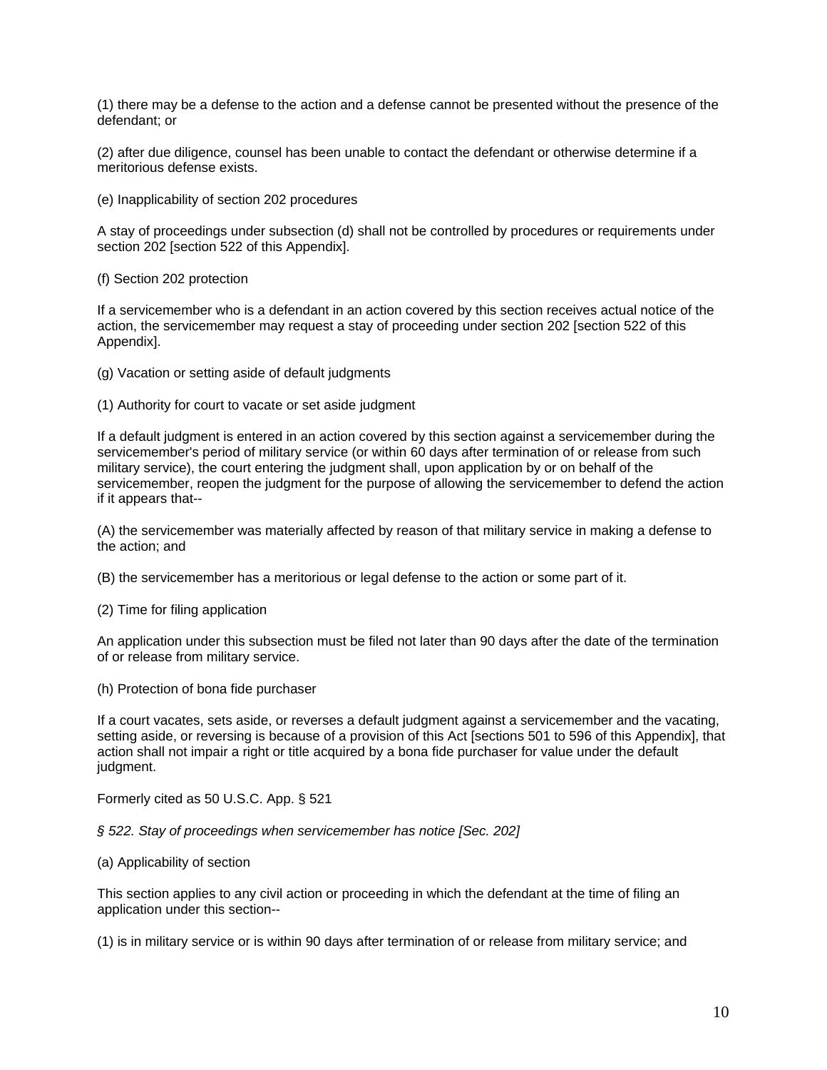(1) there may be a defense to the action and a defense cannot be presented without the presence of the defendant; or

(2) after due diligence, counsel has been unable to contact the defendant or otherwise determine if a meritorious defense exists.

(e) Inapplicability of section 202 procedures

A stay of proceedings under subsection (d) shall not be controlled by procedures or requirements under section 202 [section 522 of this Appendix].

(f) Section 202 protection

If a servicemember who is a defendant in an action covered by this section receives actual notice of the action, the servicemember may request a stay of proceeding under section 202 [section 522 of this Appendix].

(g) Vacation or setting aside of default judgments

(1) Authority for court to vacate or set aside judgment

If a default judgment is entered in an action covered by this section against a servicemember during the servicemember's period of military service (or within 60 days after termination of or release from such military service), the court entering the judgment shall, upon application by or on behalf of the servicemember, reopen the judgment for the purpose of allowing the servicemember to defend the action if it appears that--

(A) the servicemember was materially affected by reason of that military service in making a defense to the action; and

(B) the servicemember has a meritorious or legal defense to the action or some part of it.

(2) Time for filing application

An application under this subsection must be filed not later than 90 days after the date of the termination of or release from military service.

(h) Protection of bona fide purchaser

If a court vacates, sets aside, or reverses a default judgment against a servicemember and the vacating, setting aside, or reversing is because of a provision of this Act [sections 501 to 596 of this Appendix], that action shall not impair a right or title acquired by a bona fide purchaser for value under the default judgment.

Formerly cited as 50 U.S.C. App. § 521

*§ 522. Stay of proceedings when servicemember has notice [Sec. 202]*

(a) Applicability of section

This section applies to any civil action or proceeding in which the defendant at the time of filing an application under this section--

(1) is in military service or is within 90 days after termination of or release from military service; and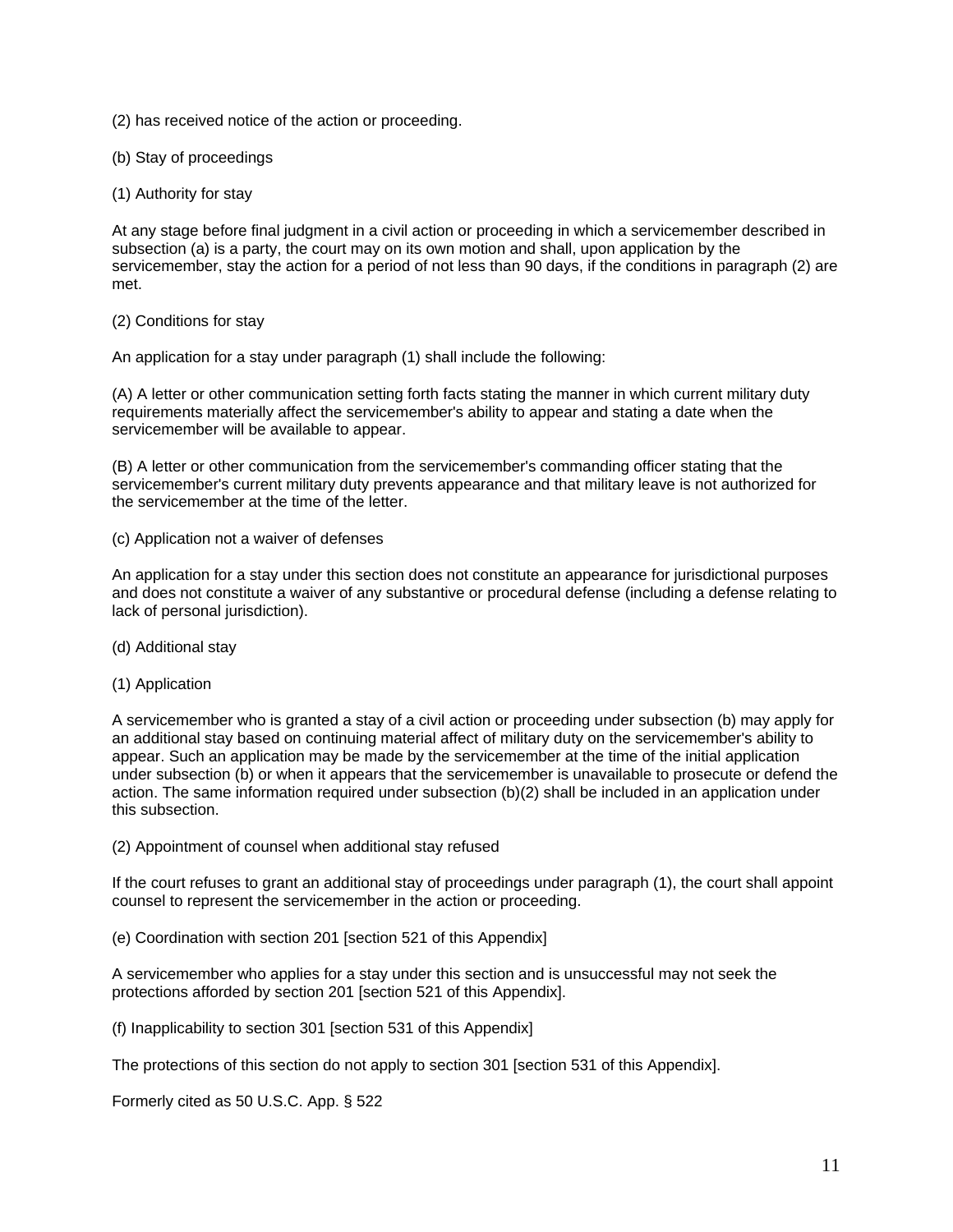(2) has received notice of the action or proceeding.

(b) Stay of proceedings

(1) Authority for stay

At any stage before final judgment in a civil action or proceeding in which a servicemember described in subsection (a) is a party, the court may on its own motion and shall, upon application by the servicemember, stay the action for a period of not less than 90 days, if the conditions in paragraph (2) are met.

(2) Conditions for stay

An application for a stay under paragraph (1) shall include the following:

(A) A letter or other communication setting forth facts stating the manner in which current military duty requirements materially affect the servicemember's ability to appear and stating a date when the servicemember will be available to appear.

(B) A letter or other communication from the servicemember's commanding officer stating that the servicemember's current military duty prevents appearance and that military leave is not authorized for the servicemember at the time of the letter.

(c) Application not a waiver of defenses

An application for a stay under this section does not constitute an appearance for jurisdictional purposes and does not constitute a waiver of any substantive or procedural defense (including a defense relating to lack of personal jurisdiction).

(d) Additional stay

(1) Application

A servicemember who is granted a stay of a civil action or proceeding under subsection (b) may apply for an additional stay based on continuing material affect of military duty on the servicemember's ability to appear. Such an application may be made by the servicemember at the time of the initial application under subsection (b) or when it appears that the servicemember is unavailable to prosecute or defend the action. The same information required under subsection (b)(2) shall be included in an application under this subsection.

(2) Appointment of counsel when additional stay refused

If the court refuses to grant an additional stay of proceedings under paragraph (1), the court shall appoint counsel to represent the servicemember in the action or proceeding.

(e) Coordination with section 201 [section 521 of this Appendix]

A servicemember who applies for a stay under this section and is unsuccessful may not seek the protections afforded by section 201 [section 521 of this Appendix].

(f) Inapplicability to section 301 [section 531 of this Appendix]

The protections of this section do not apply to section 301 [section 531 of this Appendix].

Formerly cited as 50 U.S.C. App. § 522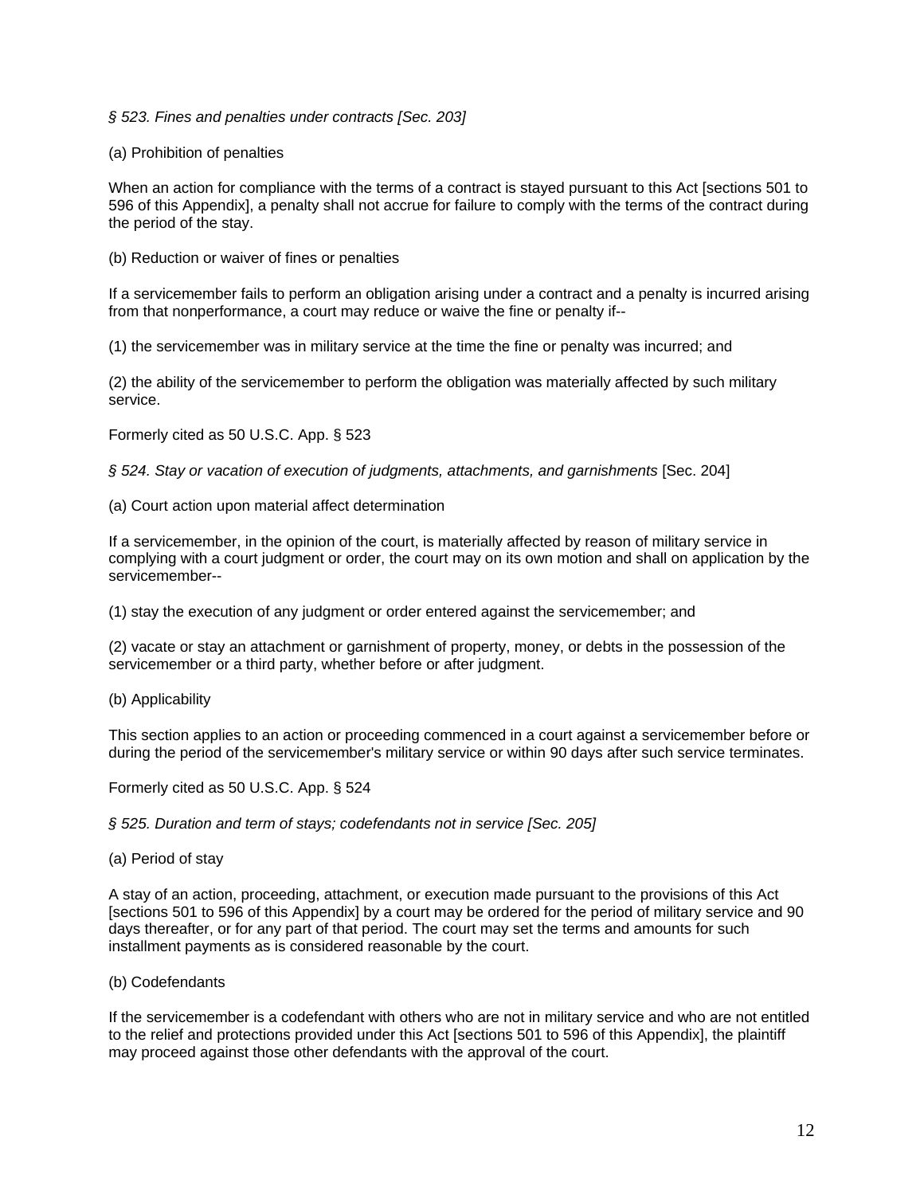*§ 523. Fines and penalties under contracts [Sec. 203]*

(a) Prohibition of penalties

When an action for compliance with the terms of a contract is stayed pursuant to this Act [sections 501 to 596 of this Appendix], a penalty shall not accrue for failure to comply with the terms of the contract during the period of the stay.

(b) Reduction or waiver of fines or penalties

If a servicemember fails to perform an obligation arising under a contract and a penalty is incurred arising from that nonperformance, a court may reduce or waive the fine or penalty if--

(1) the servicemember was in military service at the time the fine or penalty was incurred; and

(2) the ability of the servicemember to perform the obligation was materially affected by such military service.

Formerly cited as 50 U.S.C. App. § 523

*§ 524. Stay or vacation of execution of judgments, attachments, and garnishments* [Sec. 204]

(a) Court action upon material affect determination

If a servicemember, in the opinion of the court, is materially affected by reason of military service in complying with a court judgment or order, the court may on its own motion and shall on application by the servicemember--

(1) stay the execution of any judgment or order entered against the servicemember; and

(2) vacate or stay an attachment or garnishment of property, money, or debts in the possession of the servicemember or a third party, whether before or after judgment.

(b) Applicability

This section applies to an action or proceeding commenced in a court against a servicemember before or during the period of the servicemember's military service or within 90 days after such service terminates.

Formerly cited as 50 U.S.C. App. § 524

*§ 525. Duration and term of stays; codefendants not in service [Sec. 205]*

(a) Period of stay

A stay of an action, proceeding, attachment, or execution made pursuant to the provisions of this Act [sections 501 to 596 of this Appendix] by a court may be ordered for the period of military service and 90 days thereafter, or for any part of that period. The court may set the terms and amounts for such installment payments as is considered reasonable by the court.

(b) Codefendants

If the servicemember is a codefendant with others who are not in military service and who are not entitled to the relief and protections provided under this Act [sections 501 to 596 of this Appendix], the plaintiff may proceed against those other defendants with the approval of the court.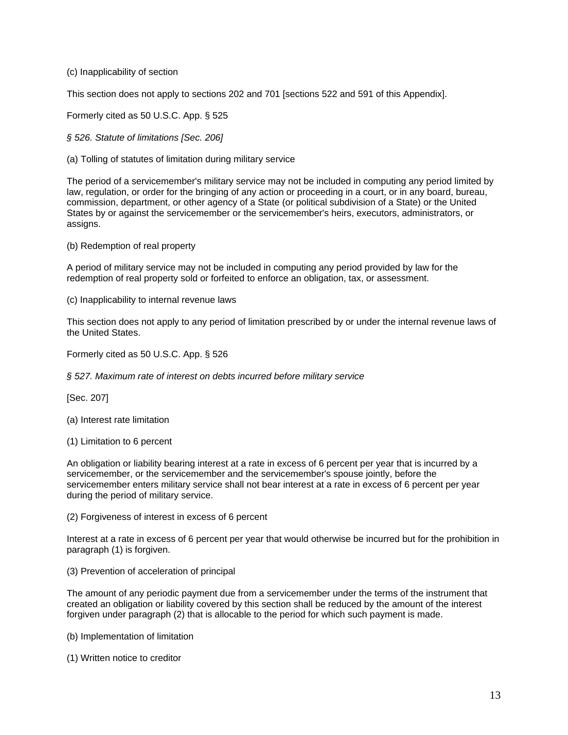(c) Inapplicability of section

This section does not apply to sections 202 and 701 [sections 522 and 591 of this Appendix].

Formerly cited as 50 U.S.C. App. § 525

*§ 526. Statute of limitations [Sec. 206]*

(a) Tolling of statutes of limitation during military service

The period of a servicemember's military service may not be included in computing any period limited by law, regulation, or order for the bringing of any action or proceeding in a court, or in any board, bureau, commission, department, or other agency of a State (or political subdivision of a State) or the United States by or against the servicemember or the servicemember's heirs, executors, administrators, or assigns.

(b) Redemption of real property

A period of military service may not be included in computing any period provided by law for the redemption of real property sold or forfeited to enforce an obligation, tax, or assessment.

(c) Inapplicability to internal revenue laws

This section does not apply to any period of limitation prescribed by or under the internal revenue laws of the United States.

Formerly cited as 50 U.S.C. App. § 526

*§ 527. Maximum rate of interest on debts incurred before military service*

[Sec. 207]

(a) Interest rate limitation

(1) Limitation to 6 percent

An obligation or liability bearing interest at a rate in excess of 6 percent per year that is incurred by a servicemember, or the servicemember and the servicemember's spouse jointly, before the servicemember enters military service shall not bear interest at a rate in excess of 6 percent per year during the period of military service.

(2) Forgiveness of interest in excess of 6 percent

Interest at a rate in excess of 6 percent per year that would otherwise be incurred but for the prohibition in paragraph (1) is forgiven.

(3) Prevention of acceleration of principal

The amount of any periodic payment due from a servicemember under the terms of the instrument that created an obligation or liability covered by this section shall be reduced by the amount of the interest forgiven under paragraph (2) that is allocable to the period for which such payment is made.

(b) Implementation of limitation

(1) Written notice to creditor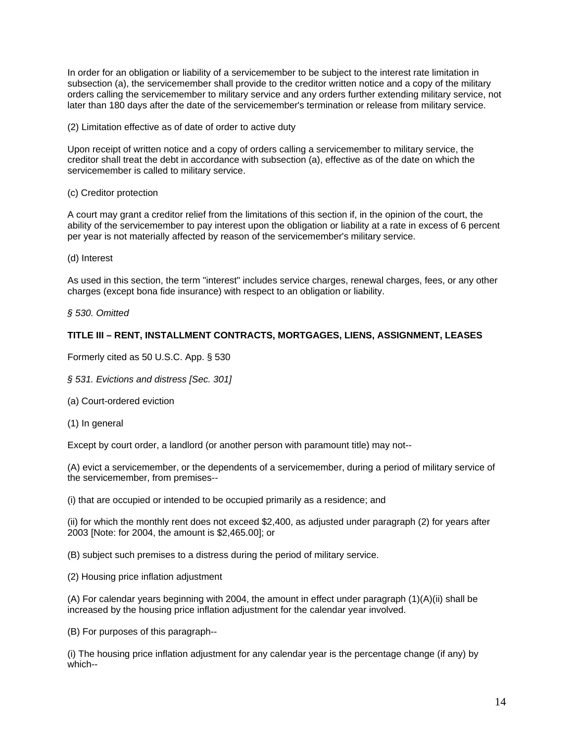In order for an obligation or liability of a servicemember to be subject to the interest rate limitation in subsection (a), the servicemember shall provide to the creditor written notice and a copy of the military orders calling the servicemember to military service and any orders further extending military service, not later than 180 days after the date of the servicemember's termination or release from military service.

(2) Limitation effective as of date of order to active duty

Upon receipt of written notice and a copy of orders calling a servicemember to military service, the creditor shall treat the debt in accordance with subsection (a), effective as of the date on which the servicemember is called to military service.

(c) Creditor protection

A court may grant a creditor relief from the limitations of this section if, in the opinion of the court, the ability of the servicemember to pay interest upon the obligation or liability at a rate in excess of 6 percent per year is not materially affected by reason of the servicemember's military service.

(d) Interest

As used in this section, the term "interest" includes service charges, renewal charges, fees, or any other charges (except bona fide insurance) with respect to an obligation or liability.

*§ 530. Omitted*

**TITLE III – RENT, INSTALLMENT CONTRACTS, MORTGAGES, LIENS, ASSIGNMENT, LEASES**

Formerly cited as 50 U.S.C. App. § 530

*§ 531. Evictions and distress [Sec. 301]*

(a) Court-ordered eviction

(1) In general

Except by court order, a landlord (or another person with paramount title) may not--

(A) evict a servicemember, or the dependents of a servicemember, during a period of military service of the servicemember, from premises--

(i) that are occupied or intended to be occupied primarily as a residence; and

(ii) for which the monthly rent does not exceed $2,400, as adjusted under paragraph (2) for years after 2003 [Note: for 2004, the amount is $2,465.00]; or

(B) subject such premises to a distress during the period of military service.

(2) Housing price inflation adjustment

(A) For calendar years beginning with 2004, the amount in effect under paragraph (1)(A)(ii) shall be increased by the housing price inflation adjustment for the calendar year involved.

(B) For purposes of this paragraph--

(i) The housing price inflation adjustment for any calendar year is the percentage change (if any) by which--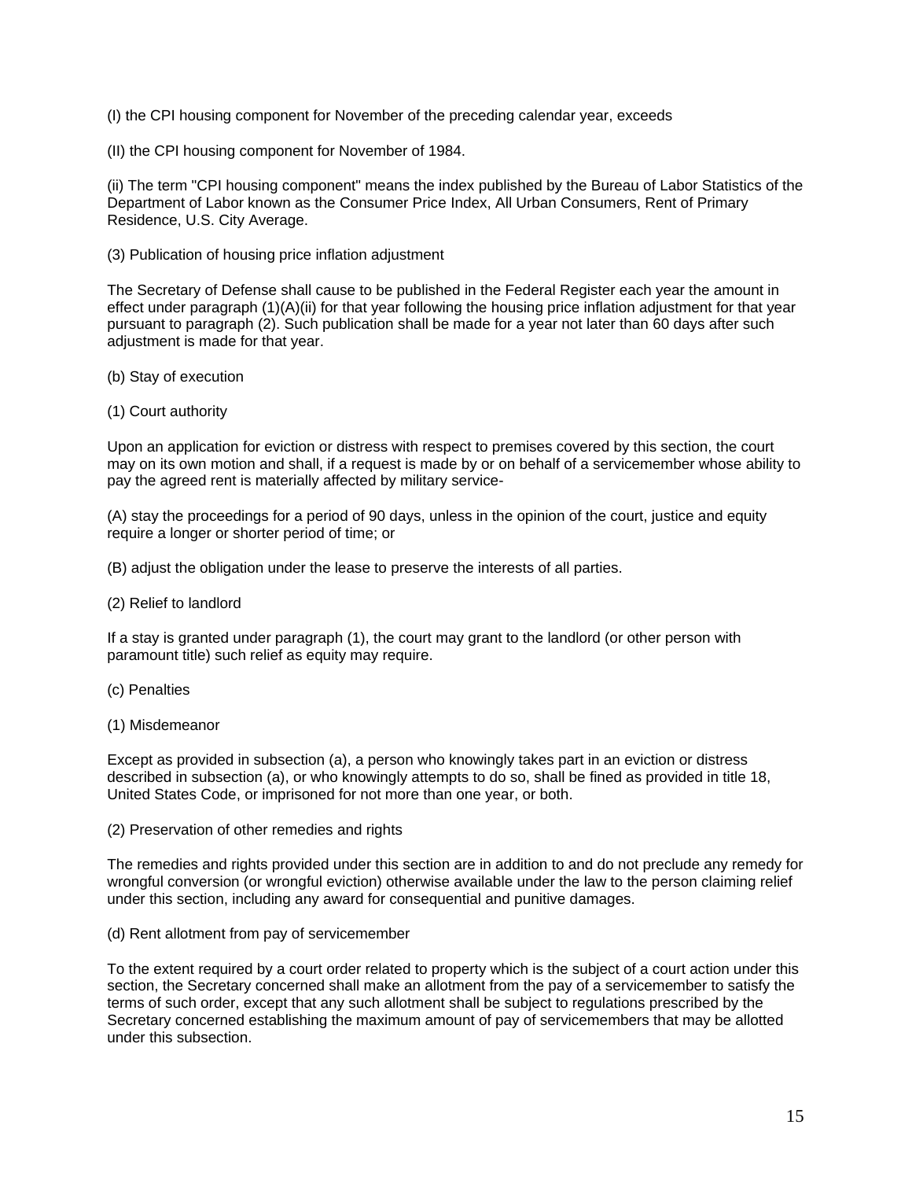(I) the CPI housing component for November of the preceding calendar year, exceeds

(II) the CPI housing component for November of 1984.

(ii) The term "CPI housing component" means the index published by the Bureau of Labor Statistics of the Department of Labor known as the Consumer Price Index, All Urban Consumers, Rent of Primary Residence, U.S. City Average.

(3) Publication of housing price inflation adjustment

The Secretary of Defense shall cause to be published in the Federal Register each year the amount in effect under paragraph (1)(A)(ii) for that year following the housing price inflation adjustment for that year pursuant to paragraph (2). Such publication shall be made for a year not later than 60 days after such adjustment is made for that year.

(b) Stay of execution

(1) Court authority

Upon an application for eviction or distress with respect to premises covered by this section, the court may on its own motion and shall, if a request is made by or on behalf of a servicemember whose ability to pay the agreed rent is materially affected by military service-

(A) stay the proceedings for a period of 90 days, unless in the opinion of the court, justice and equity require a longer or shorter period of time; or

(B) adjust the obligation under the lease to preserve the interests of all parties.

(2) Relief to landlord

If a stay is granted under paragraph (1), the court may grant to the landlord (or other person with paramount title) such relief as equity may require.

(c) Penalties

(1) Misdemeanor

Except as provided in subsection (a), a person who knowingly takes part in an eviction or distress described in subsection (a), or who knowingly attempts to do so, shall be fined as provided in title 18, United States Code, or imprisoned for not more than one year, or both.

(2) Preservation of other remedies and rights

The remedies and rights provided under this section are in addition to and do not preclude any remedy for wrongful conversion (or wrongful eviction) otherwise available under the law to the person claiming relief under this section, including any award for consequential and punitive damages.

(d) Rent allotment from pay of servicemember

To the extent required by a court order related to property which is the subject of a court action under this section, the Secretary concerned shall make an allotment from the pay of a servicemember to satisfy the terms of such order, except that any such allotment shall be subject to regulations prescribed by the Secretary concerned establishing the maximum amount of pay of servicemembers that may be allotted under this subsection.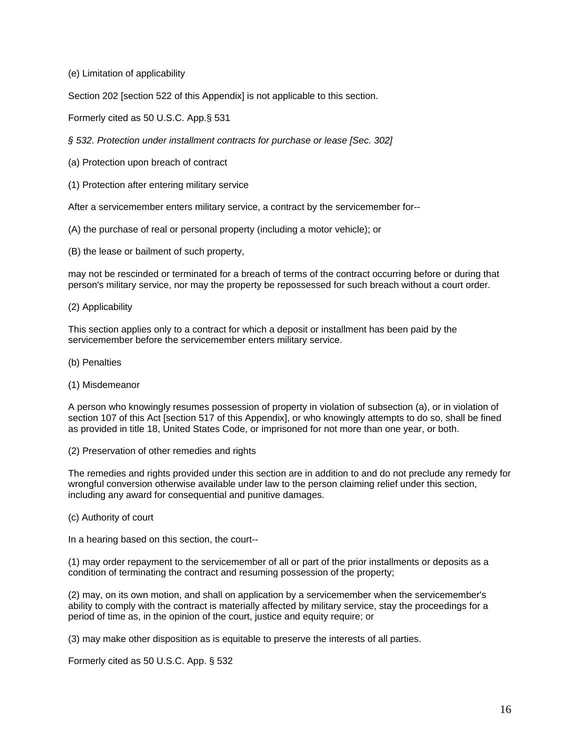(e) Limitation of applicability

Section 202 [section 522 of this Appendix] is not applicable to this section.

Formerly cited as 50 U.S.C. App.§ 531

*§ 532. Protection under installment contracts for purchase or lease [Sec. 302]*

(a) Protection upon breach of contract

(1) Protection after entering military service

After a servicemember enters military service, a contract by the servicemember for--

(A) the purchase of real or personal property (including a motor vehicle); or

(B) the lease or bailment of such property,

may not be rescinded or terminated for a breach of terms of the contract occurring before or during that person's military service, nor may the property be repossessed for such breach without a court order.

(2) Applicability

This section applies only to a contract for which a deposit or installment has been paid by the servicemember before the servicemember enters military service.

(b) Penalties

(1) Misdemeanor

A person who knowingly resumes possession of property in violation of subsection (a), or in violation of section 107 of this Act [section 517 of this Appendix], or who knowingly attempts to do so, shall be fined as provided in title 18, United States Code, or imprisoned for not more than one year, or both.

(2) Preservation of other remedies and rights

The remedies and rights provided under this section are in addition to and do not preclude any remedy for wrongful conversion otherwise available under law to the person claiming relief under this section, including any award for consequential and punitive damages.

(c) Authority of court

In a hearing based on this section, the court--

(1) may order repayment to the servicemember of all or part of the prior installments or deposits as a condition of terminating the contract and resuming possession of the property;

(2) may, on its own motion, and shall on application by a servicemember when the servicemember's ability to comply with the contract is materially affected by military service, stay the proceedings for a period of time as, in the opinion of the court, justice and equity require; or

(3) may make other disposition as is equitable to preserve the interests of all parties.

Formerly cited as 50 U.S.C. App. § 532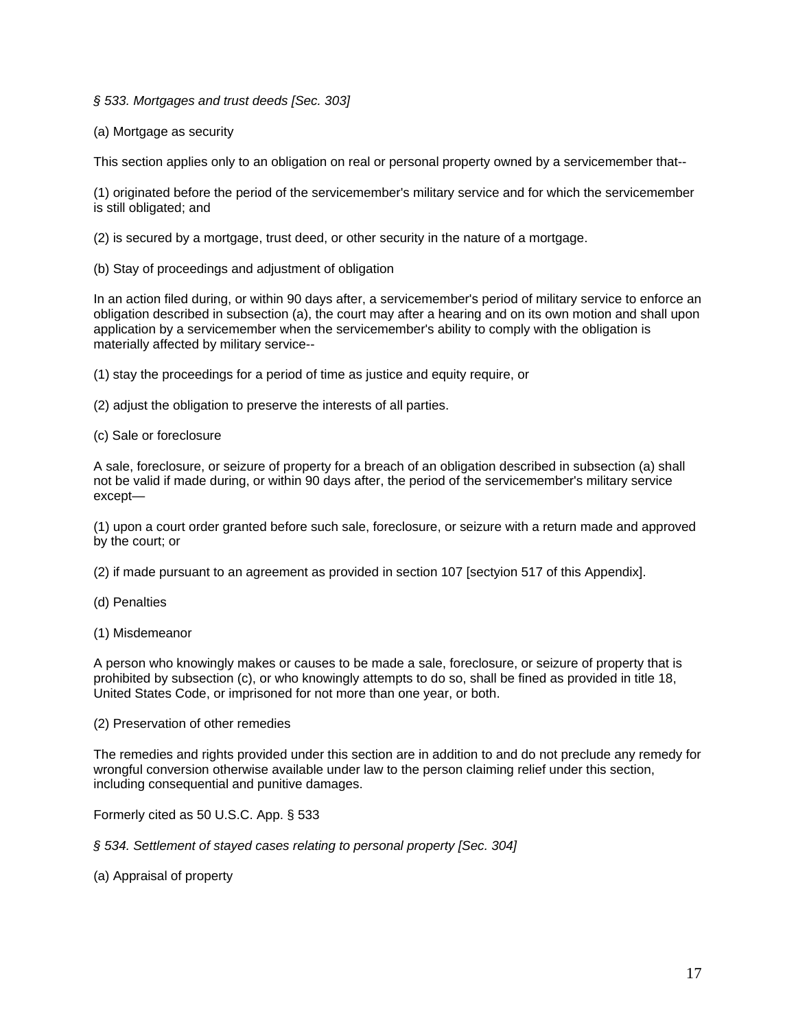*§ 533. Mortgages and trust deeds [Sec. 303]*

(a) Mortgage as security

This section applies only to an obligation on real or personal property owned by a servicemember that--

(1) originated before the period of the servicemember's military service and for which the servicemember is still obligated; and

(2) is secured by a mortgage, trust deed, or other security in the nature of a mortgage.

(b) Stay of proceedings and adjustment of obligation

In an action filed during, or within 90 days after, a servicemember's period of military service to enforce an obligation described in subsection (a), the court may after a hearing and on its own motion and shall upon application by a servicemember when the servicemember's ability to comply with the obligation is materially affected by military service--

(1) stay the proceedings for a period of time as justice and equity require, or

(2) adjust the obligation to preserve the interests of all parties.

(c) Sale or foreclosure

A sale, foreclosure, or seizure of property for a breach of an obligation described in subsection (a) shall not be valid if made during, or within 90 days after, the period of the servicemember's military service except—

(1) upon a court order granted before such sale, foreclosure, or seizure with a return made and approved by the court; or

(2) if made pursuant to an agreement as provided in section 107 [sectyion 517 of this Appendix].

(d) Penalties

(1) Misdemeanor

A person who knowingly makes or causes to be made a sale, foreclosure, or seizure of property that is prohibited by subsection (c), or who knowingly attempts to do so, shall be fined as provided in title 18, United States Code, or imprisoned for not more than one year, or both.

(2) Preservation of other remedies

The remedies and rights provided under this section are in addition to and do not preclude any remedy for wrongful conversion otherwise available under law to the person claiming relief under this section, including consequential and punitive damages.

Formerly cited as 50 U.S.C. App. § 533

*§ 534. Settlement of stayed cases relating to personal property [Sec. 304]*

(a) Appraisal of property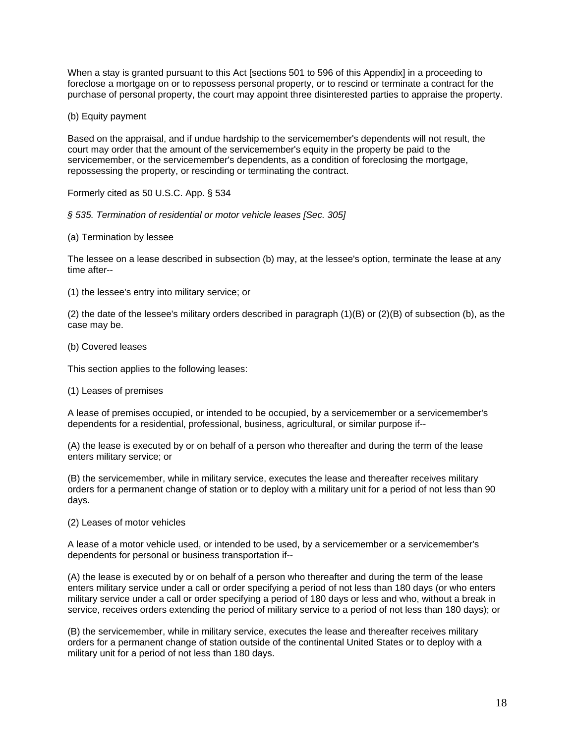When a stay is granted pursuant to this Act [sections 501 to 596 of this Appendix] in a proceeding to foreclose a mortgage on or to repossess personal property, or to rescind or terminate a contract for the purchase of personal property, the court may appoint three disinterested parties to appraise the property.

(b) Equity payment

Based on the appraisal, and if undue hardship to the servicemember's dependents will not result, the court may order that the amount of the servicemember's equity in the property be paid to the servicemember, or the servicemember's dependents, as a condition of foreclosing the mortgage, repossessing the property, or rescinding or terminating the contract.

Formerly cited as 50 U.S.C. App. § 534

*§ 535. Termination of residential or motor vehicle leases [Sec. 305]*

(a) Termination by lessee

The lessee on a lease described in subsection (b) may, at the lessee's option, terminate the lease at any time after--

(1) the lessee's entry into military service; or

(2) the date of the lessee's military orders described in paragraph (1)(B) or (2)(B) of subsection (b), as the case may be.

(b) Covered leases

This section applies to the following leases:

(1) Leases of premises

A lease of premises occupied, or intended to be occupied, by a servicemember or a servicemember's dependents for a residential, professional, business, agricultural, or similar purpose if--

(A) the lease is executed by or on behalf of a person who thereafter and during the term of the lease enters military service; or

(B) the servicemember, while in military service, executes the lease and thereafter receives military orders for a permanent change of station or to deploy with a military unit for a period of not less than 90 days.

(2) Leases of motor vehicles

A lease of a motor vehicle used, or intended to be used, by a servicemember or a servicemember's dependents for personal or business transportation if--

(A) the lease is executed by or on behalf of a person who thereafter and during the term of the lease enters military service under a call or order specifying a period of not less than 180 days (or who enters military service under a call or order specifying a period of 180 days or less and who, without a break in service, receives orders extending the period of military service to a period of not less than 180 days); or

(B) the servicemember, while in military service, executes the lease and thereafter receives military orders for a permanent change of station outside of the continental United States or to deploy with a military unit for a period of not less than 180 days.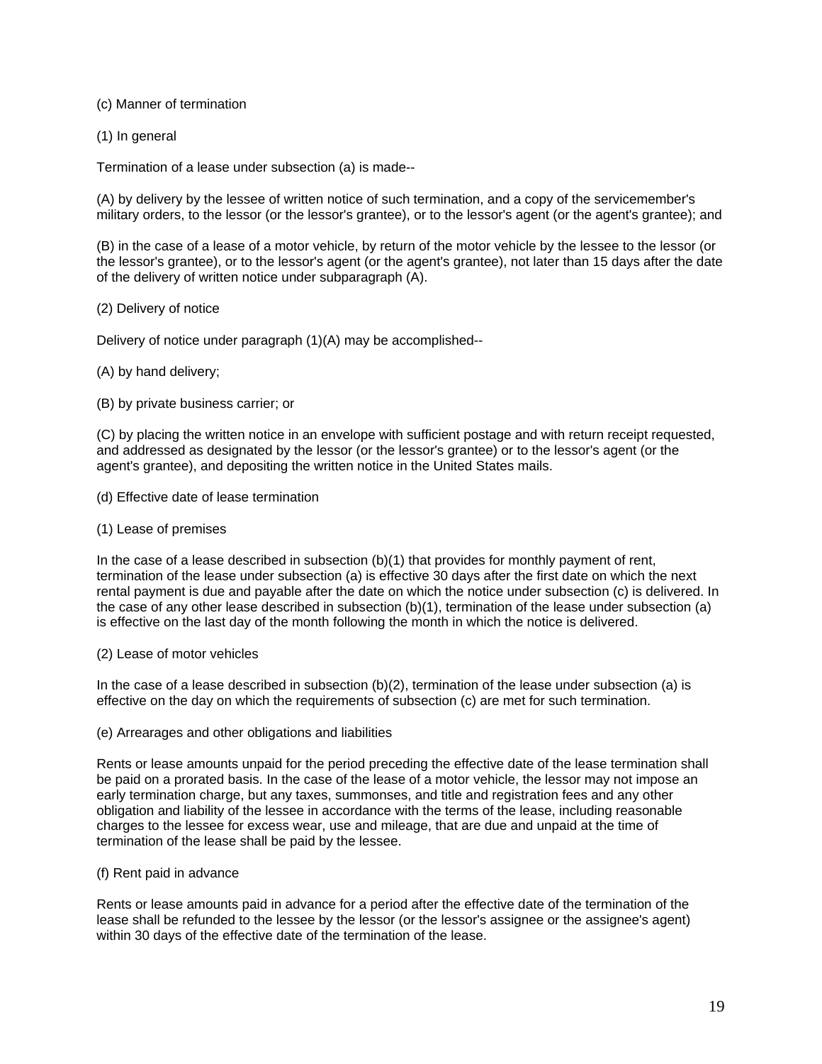(c) Manner of termination

(1) In general

Termination of a lease under subsection (a) is made--

(A) by delivery by the lessee of written notice of such termination, and a copy of the servicemember's military orders, to the lessor (or the lessor's grantee), or to the lessor's agent (or the agent's grantee); and

(B) in the case of a lease of a motor vehicle, by return of the motor vehicle by the lessee to the lessor (or the lessor's grantee), or to the lessor's agent (or the agent's grantee), not later than 15 days after the date of the delivery of written notice under subparagraph (A).

(2) Delivery of notice

Delivery of notice under paragraph (1)(A) may be accomplished--

(A) by hand delivery;

(B) by private business carrier; or

(C) by placing the written notice in an envelope with sufficient postage and with return receipt requested, and addressed as designated by the lessor (or the lessor's grantee) or to the lessor's agent (or the agent's grantee), and depositing the written notice in the United States mails.

(d) Effective date of lease termination

(1) Lease of premises

In the case of a lease described in subsection (b)(1) that provides for monthly payment of rent, termination of the lease under subsection (a) is effective 30 days after the first date on which the next rental payment is due and payable after the date on which the notice under subsection (c) is delivered. In the case of any other lease described in subsection (b)(1), termination of the lease under subsection (a) is effective on the last day of the month following the month in which the notice is delivered.

(2) Lease of motor vehicles

In the case of a lease described in subsection (b)(2), termination of the lease under subsection (a) is effective on the day on which the requirements of subsection (c) are met for such termination.

(e) Arrearages and other obligations and liabilities

Rents or lease amounts unpaid for the period preceding the effective date of the lease termination shall be paid on a prorated basis. In the case of the lease of a motor vehicle, the lessor may not impose an early termination charge, but any taxes, summonses, and title and registration fees and any other obligation and liability of the lessee in accordance with the terms of the lease, including reasonable charges to the lessee for excess wear, use and mileage, that are due and unpaid at the time of termination of the lease shall be paid by the lessee.

(f) Rent paid in advance

Rents or lease amounts paid in advance for a period after the effective date of the termination of the lease shall be refunded to the lessee by the lessor (or the lessor's assignee or the assignee's agent) within 30 days of the effective date of the termination of the lease.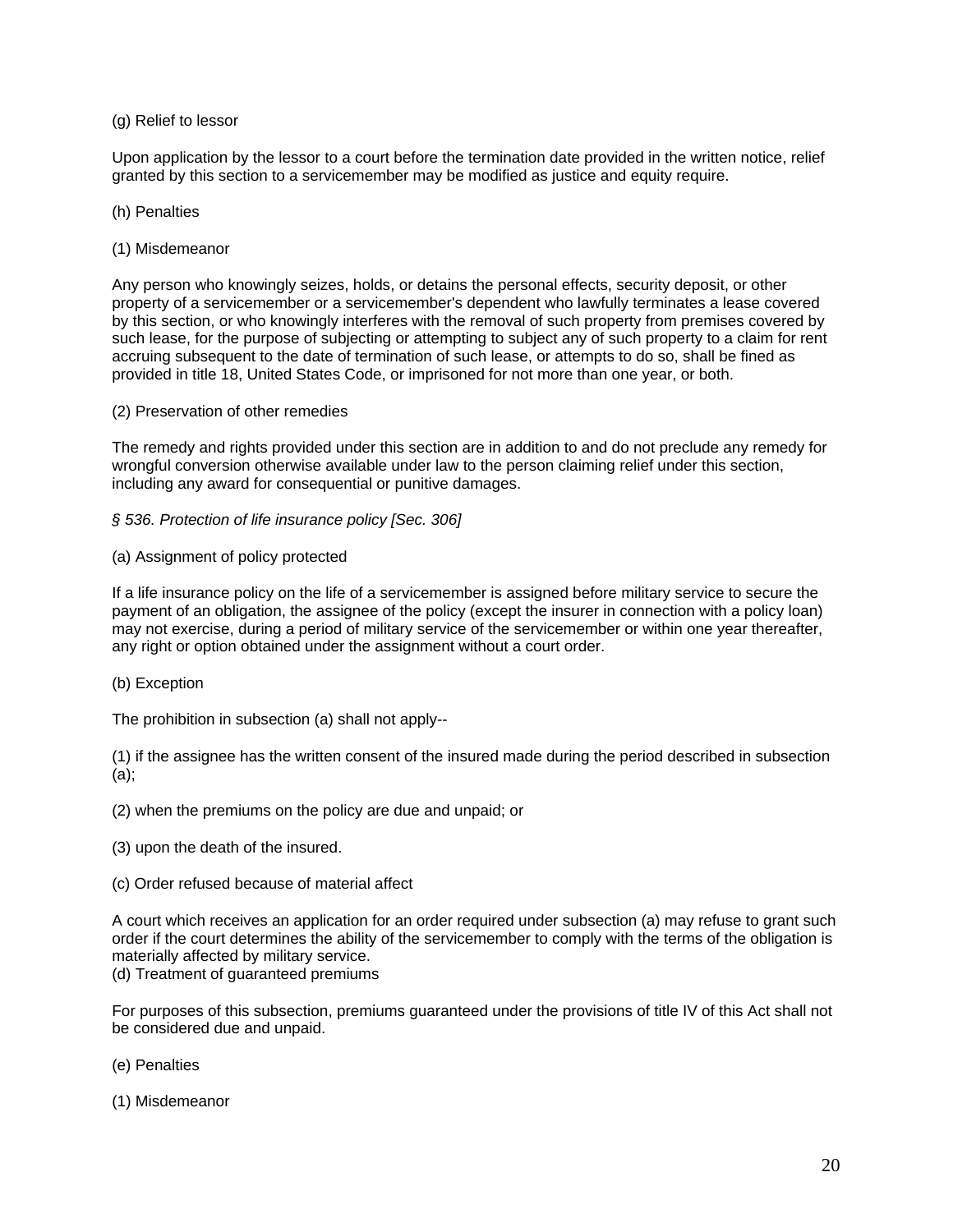(g) Relief to lessor

Upon application by the lessor to a court before the termination date provided in the written notice, relief granted by this section to a servicemember may be modified as justice and equity require.

(h) Penalties

(1) Misdemeanor

Any person who knowingly seizes, holds, or detains the personal effects, security deposit, or other property of a servicemember or a servicemember's dependent who lawfully terminates a lease covered by this section, or who knowingly interferes with the removal of such property from premises covered by such lease, for the purpose of subjecting or attempting to subject any of such property to a claim for rent accruing subsequent to the date of termination of such lease, or attempts to do so, shall be fined as provided in title 18, United States Code, or imprisoned for not more than one year, or both.

(2) Preservation of other remedies

The remedy and rights provided under this section are in addition to and do not preclude any remedy for wrongful conversion otherwise available under law to the person claiming relief under this section, including any award for consequential or punitive damages.

*§ 536. Protection of life insurance policy [Sec. 306]*

(a) Assignment of policy protected

If a life insurance policy on the life of a servicemember is assigned before military service to secure the payment of an obligation, the assignee of the policy (except the insurer in connection with a policy loan) may not exercise, during a period of military service of the servicemember or within one year thereafter, any right or option obtained under the assignment without a court order.

(b) Exception

The prohibition in subsection (a) shall not apply--

(1) if the assignee has the written consent of the insured made during the period described in subsection (a);

(2) when the premiums on the policy are due and unpaid; or

(3) upon the death of the insured.

(c) Order refused because of material affect

A court which receives an application for an order required under subsection (a) may refuse to grant such order if the court determines the ability of the servicemember to comply with the terms of the obligation is materially affected by military service.

(d) Treatment of guaranteed premiums

For purposes of this subsection, premiums guaranteed under the provisions of title IV of this Act shall not be considered due and unpaid.

(e) Penalties

(1) Misdemeanor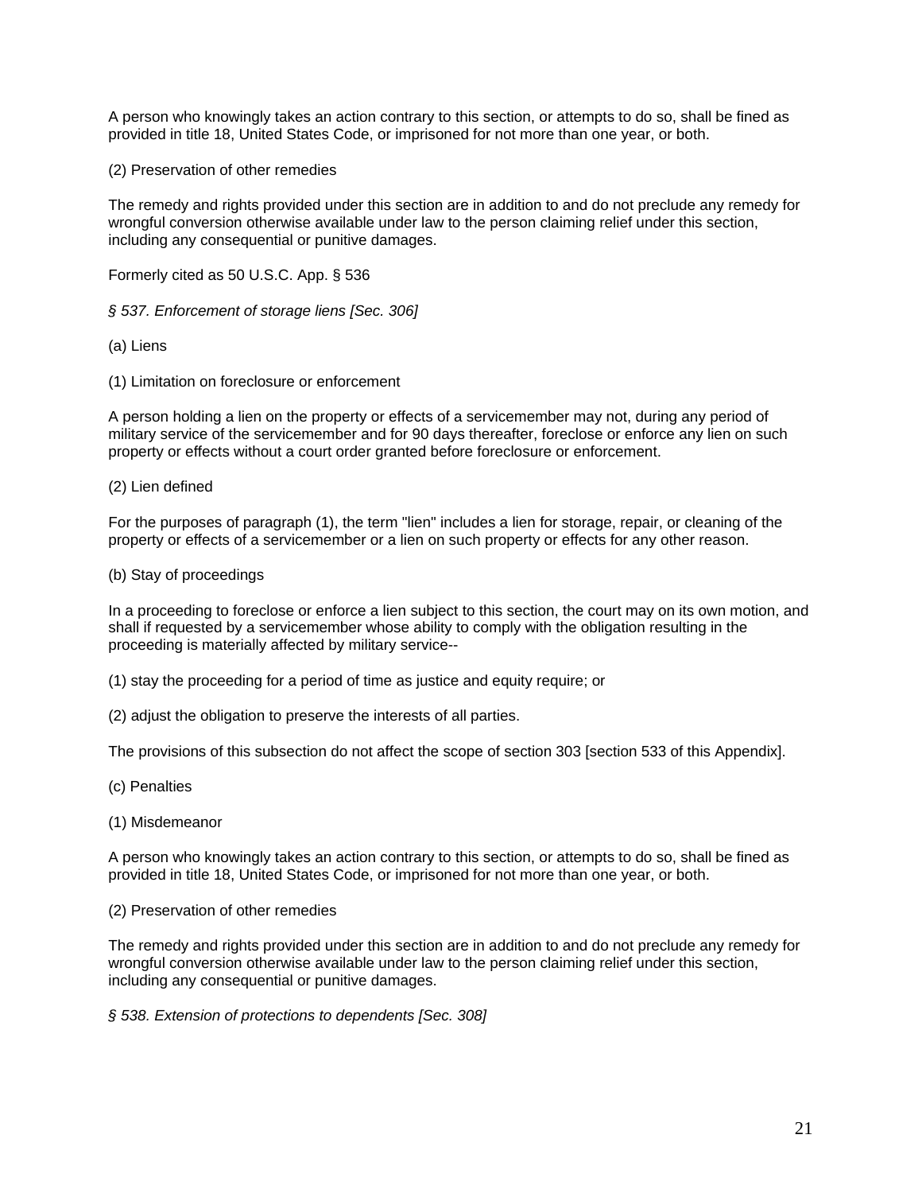A person who knowingly takes an action contrary to this section, or attempts to do so, shall be fined as provided in title 18, United States Code, or imprisoned for not more than one year, or both.

(2) Preservation of other remedies

The remedy and rights provided under this section are in addition to and do not preclude any remedy for wrongful conversion otherwise available under law to the person claiming relief under this section, including any consequential or punitive damages.

Formerly cited as 50 U.S.C. App. § 536

*§ 537. Enforcement of storage liens [Sec. 306]*

(a) Liens

(1) Limitation on foreclosure or enforcement

A person holding a lien on the property or effects of a servicemember may not, during any period of military service of the servicemember and for 90 days thereafter, foreclose or enforce any lien on such property or effects without a court order granted before foreclosure or enforcement.

(2) Lien defined

For the purposes of paragraph (1), the term "lien" includes a lien for storage, repair, or cleaning of the property or effects of a servicemember or a lien on such property or effects for any other reason.

(b) Stay of proceedings

In a proceeding to foreclose or enforce a lien subject to this section, the court may on its own motion, and shall if requested by a servicemember whose ability to comply with the obligation resulting in the proceeding is materially affected by military service--

(1) stay the proceeding for a period of time as justice and equity require; or

(2) adjust the obligation to preserve the interests of all parties.

The provisions of this subsection do not affect the scope of section 303 [section 533 of this Appendix].

(c) Penalties

(1) Misdemeanor

A person who knowingly takes an action contrary to this section, or attempts to do so, shall be fined as provided in title 18, United States Code, or imprisoned for not more than one year, or both.

(2) Preservation of other remedies

The remedy and rights provided under this section are in addition to and do not preclude any remedy for wrongful conversion otherwise available under law to the person claiming relief under this section, including any consequential or punitive damages.

*§ 538. Extension of protections to dependents [Sec. 308]*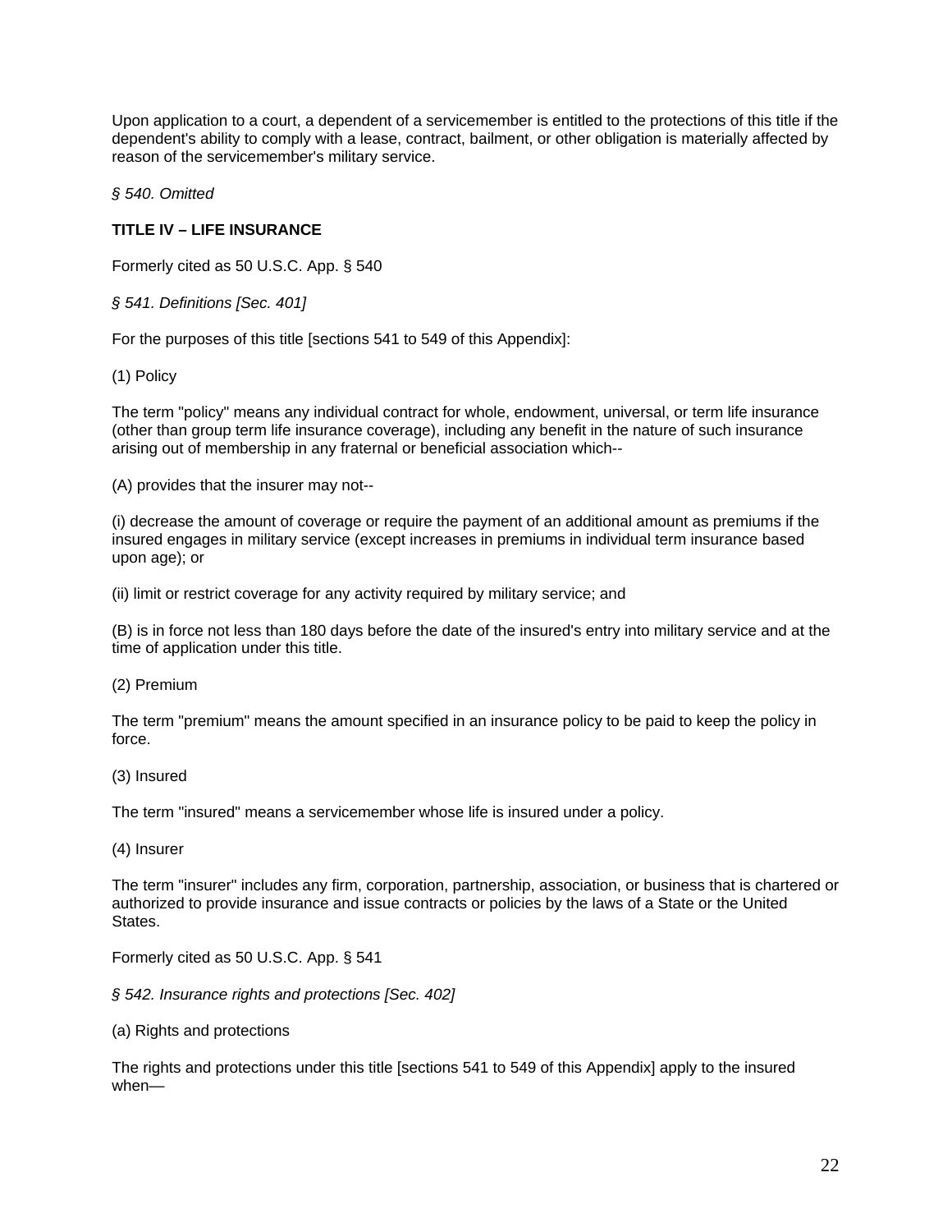Upon application to a court, a dependent of a servicemember is entitled to the protections of this title if the dependent's ability to comply with a lease, contract, bailment, or other obligation is materially affected by reason of the servicemember's military service.

*§ 540. Omitted*

**TITLE IV – LIFE INSURANCE**

Formerly cited as 50 U.S.C. App. § 540

*§ 541. Definitions [Sec. 401]*

For the purposes of this title [sections 541 to 549 of this Appendix]:

(1) Policy

The term "policy" means any individual contract for whole, endowment, universal, or term life insurance (other than group term life insurance coverage), including any benefit in the nature of such insurance arising out of membership in any fraternal or beneficial association which--

(A) provides that the insurer may not--

(i) decrease the amount of coverage or require the payment of an additional amount as premiums if the insured engages in military service (except increases in premiums in individual term insurance based upon age); or

(ii) limit or restrict coverage for any activity required by military service; and

(B) is in force not less than 180 days before the date of the insured's entry into military service and at the time of application under this title.

(2) Premium

The term "premium" means the amount specified in an insurance policy to be paid to keep the policy in force.

(3) Insured

The term "insured" means a servicemember whose life is insured under a policy.

(4) Insurer

The term "insurer" includes any firm, corporation, partnership, association, or business that is chartered or authorized to provide insurance and issue contracts or policies by the laws of a State or the United States.

Formerly cited as 50 U.S.C. App. § 541

*§ 542. Insurance rights and protections [Sec. 402]*

(a) Rights and protections

The rights and protections under this title [sections 541 to 549 of this Appendix] apply to the insured when—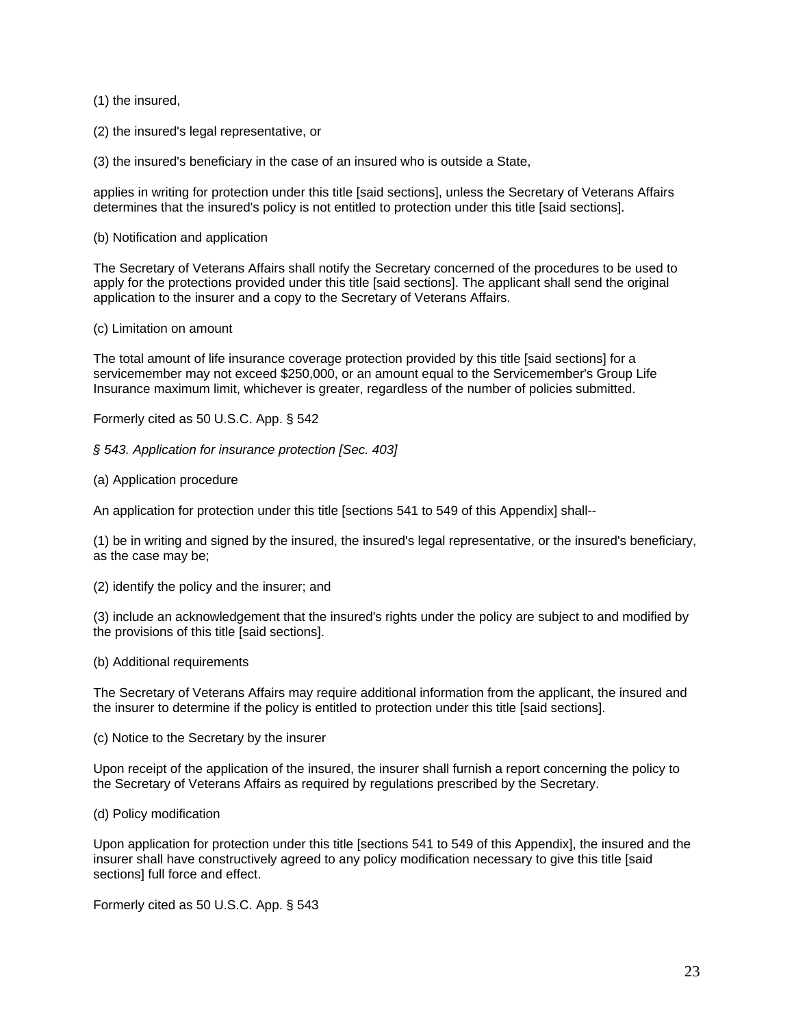(1) the insured,

(2) the insured's legal representative, or

(3) the insured's beneficiary in the case of an insured who is outside a State,

applies in writing for protection under this title [said sections], unless the Secretary of Veterans Affairs determines that the insured's policy is not entitled to protection under this title [said sections].

(b) Notification and application

The Secretary of Veterans Affairs shall notify the Secretary concerned of the procedures to be used to apply for the protections provided under this title [said sections]. The applicant shall send the original application to the insurer and a copy to the Secretary of Veterans Affairs.

(c) Limitation on amount

The total amount of life insurance coverage protection provided by this title [said sections] for a servicemember may not exceed $250,000, or an amount equal to the Servicemember's Group Life Insurance maximum limit, whichever is greater, regardless of the number of policies submitted.

Formerly cited as 50 U.S.C. App. § 542

*§ 543. Application for insurance protection [Sec. 403]*

(a) Application procedure

An application for protection under this title [sections 541 to 549 of this Appendix] shall--

(1) be in writing and signed by the insured, the insured's legal representative, or the insured's beneficiary, as the case may be;

(2) identify the policy and the insurer; and

(3) include an acknowledgement that the insured's rights under the policy are subject to and modified by the provisions of this title [said sections].

(b) Additional requirements

The Secretary of Veterans Affairs may require additional information from the applicant, the insured and the insurer to determine if the policy is entitled to protection under this title [said sections].

(c) Notice to the Secretary by the insurer

Upon receipt of the application of the insured, the insurer shall furnish a report concerning the policy to the Secretary of Veterans Affairs as required by regulations prescribed by the Secretary.

(d) Policy modification

Upon application for protection under this title [sections 541 to 549 of this Appendix], the insured and the insurer shall have constructively agreed to any policy modification necessary to give this title [said sections] full force and effect.

Formerly cited as 50 U.S.C. App. § 543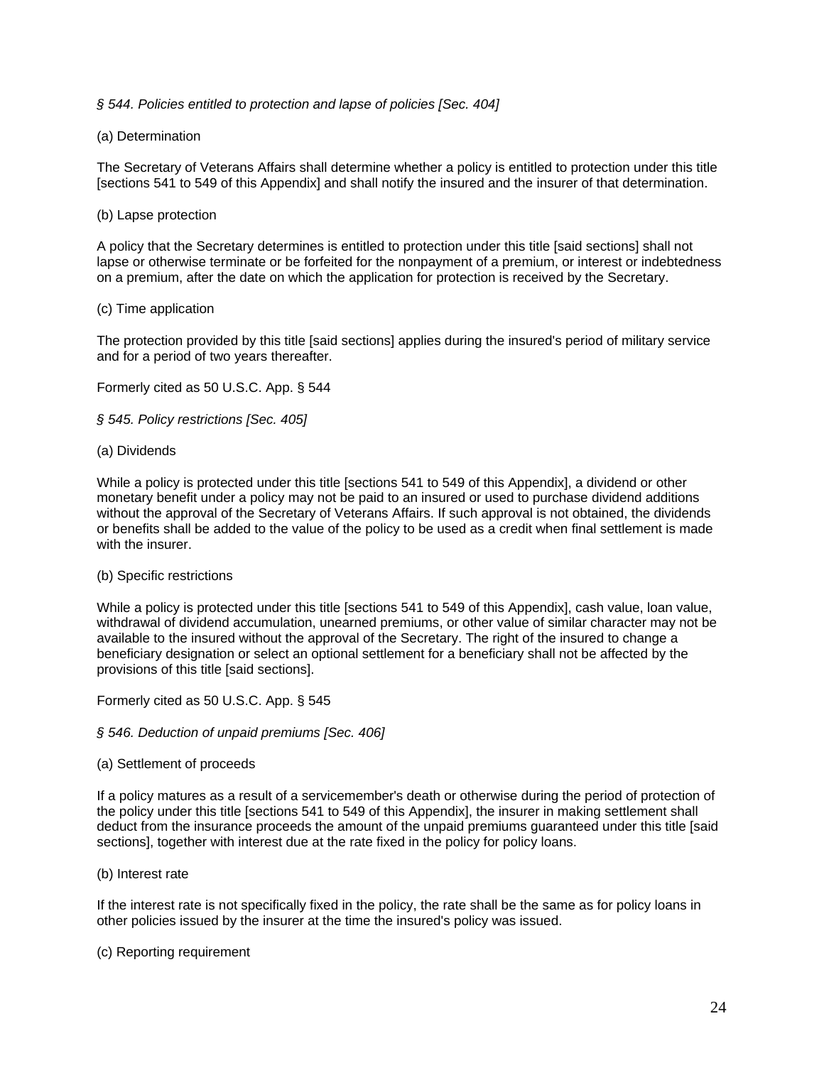*§ 544. Policies entitled to protection and lapse of policies [Sec. 404]*

(a) Determination

The Secretary of Veterans Affairs shall determine whether a policy is entitled to protection under this title [sections 541 to 549 of this Appendix] and shall notify the insured and the insurer of that determination.

(b) Lapse protection

A policy that the Secretary determines is entitled to protection under this title [said sections] shall not lapse or otherwise terminate or be forfeited for the nonpayment of a premium, or interest or indebtedness on a premium, after the date on which the application for protection is received by the Secretary.

(c) Time application

The protection provided by this title [said sections] applies during the insured's period of military service and for a period of two years thereafter.

Formerly cited as 50 U.S.C. App. § 544

*§ 545. Policy restrictions [Sec. 405]*

(a) Dividends

While a policy is protected under this title [sections 541 to 549 of this Appendix], a dividend or other monetary benefit under a policy may not be paid to an insured or used to purchase dividend additions without the approval of the Secretary of Veterans Affairs. If such approval is not obtained, the dividends or benefits shall be added to the value of the policy to be used as a credit when final settlement is made with the insurer.

(b) Specific restrictions

While a policy is protected under this title [sections 541 to 549 of this Appendix], cash value, loan value, withdrawal of dividend accumulation, unearned premiums, or other value of similar character may not be available to the insured without the approval of the Secretary. The right of the insured to change a beneficiary designation or select an optional settlement for a beneficiary shall not be affected by the provisions of this title [said sections].

Formerly cited as 50 U.S.C. App. § 545

*§ 546. Deduction of unpaid premiums [Sec. 406]*

(a) Settlement of proceeds

If a policy matures as a result of a servicemember's death or otherwise during the period of protection of the policy under this title [sections 541 to 549 of this Appendix], the insurer in making settlement shall deduct from the insurance proceeds the amount of the unpaid premiums guaranteed under this title [said sections], together with interest due at the rate fixed in the policy for policy loans.

(b) Interest rate

If the interest rate is not specifically fixed in the policy, the rate shall be the same as for policy loans in other policies issued by the insurer at the time the insured's policy was issued.

(c) Reporting requirement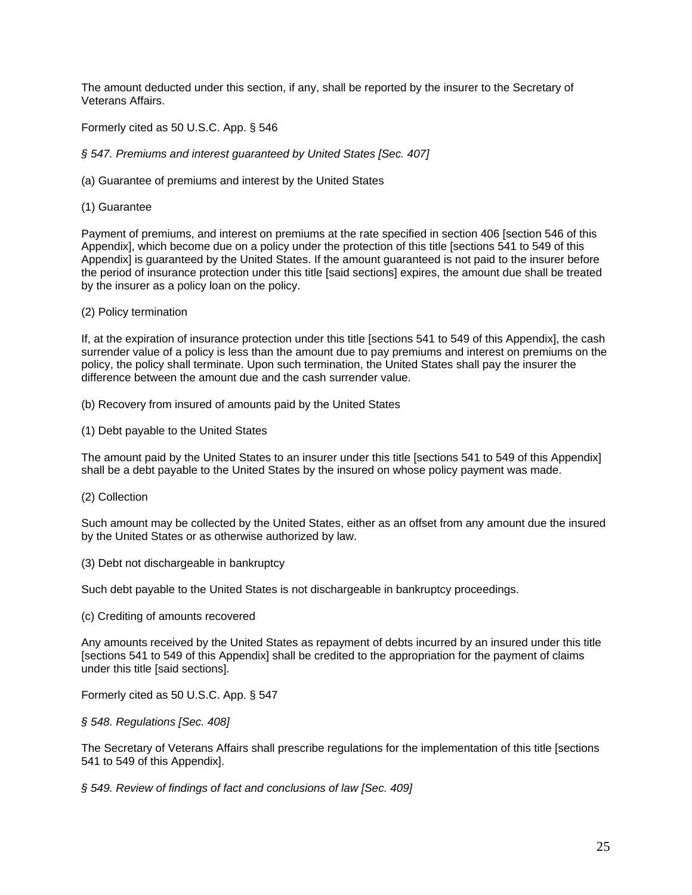The amount deducted under this section, if any, shall be reported by the insurer to the Secretary of Veterans Affairs.

Formerly cited as 50 U.S.C. App. § 546

*§ 547. Premiums and interest guaranteed by United States [Sec. 407]*

(a) Guarantee of premiums and interest by the United States

(1) Guarantee

Payment of premiums, and interest on premiums at the rate specified in section 406 [section 546 of this Appendix], which become due on a policy under the protection of this title [sections 541 to 549 of this Appendix] is guaranteed by the United States. If the amount guaranteed is not paid to the insurer before the period of insurance protection under this title [said sections] expires, the amount due shall be treated by the insurer as a policy loan on the policy.

(2) Policy termination

If, at the expiration of insurance protection under this title [sections 541 to 549 of this Appendix], the cash surrender value of a policy is less than the amount due to pay premiums and interest on premiums on the policy, the policy shall terminate. Upon such termination, the United States shall pay the insurer the difference between the amount due and the cash surrender value.

(b) Recovery from insured of amounts paid by the United States

(1) Debt payable to the United States

The amount paid by the United States to an insurer under this title [sections 541 to 549 of this Appendix] shall be a debt payable to the United States by the insured on whose policy payment was made.

(2) Collection

Such amount may be collected by the United States, either as an offset from any amount due the insured by the United States or as otherwise authorized by law.

(3) Debt not dischargeable in bankruptcy

Such debt payable to the United States is not dischargeable in bankruptcy proceedings.

(c) Crediting of amounts recovered

Any amounts received by the United States as repayment of debts incurred by an insured under this title [sections 541 to 549 of this Appendix] shall be credited to the appropriation for the payment of claims under this title [said sections].

Formerly cited as 50 U.S.C. App. § 547

*§ 548. Regulations [Sec. 408]*

The Secretary of Veterans Affairs shall prescribe regulations for the implementation of this title [sections 541 to 549 of this Appendix].

*§ 549. Review of findings of fact and conclusions of law [Sec. 409]*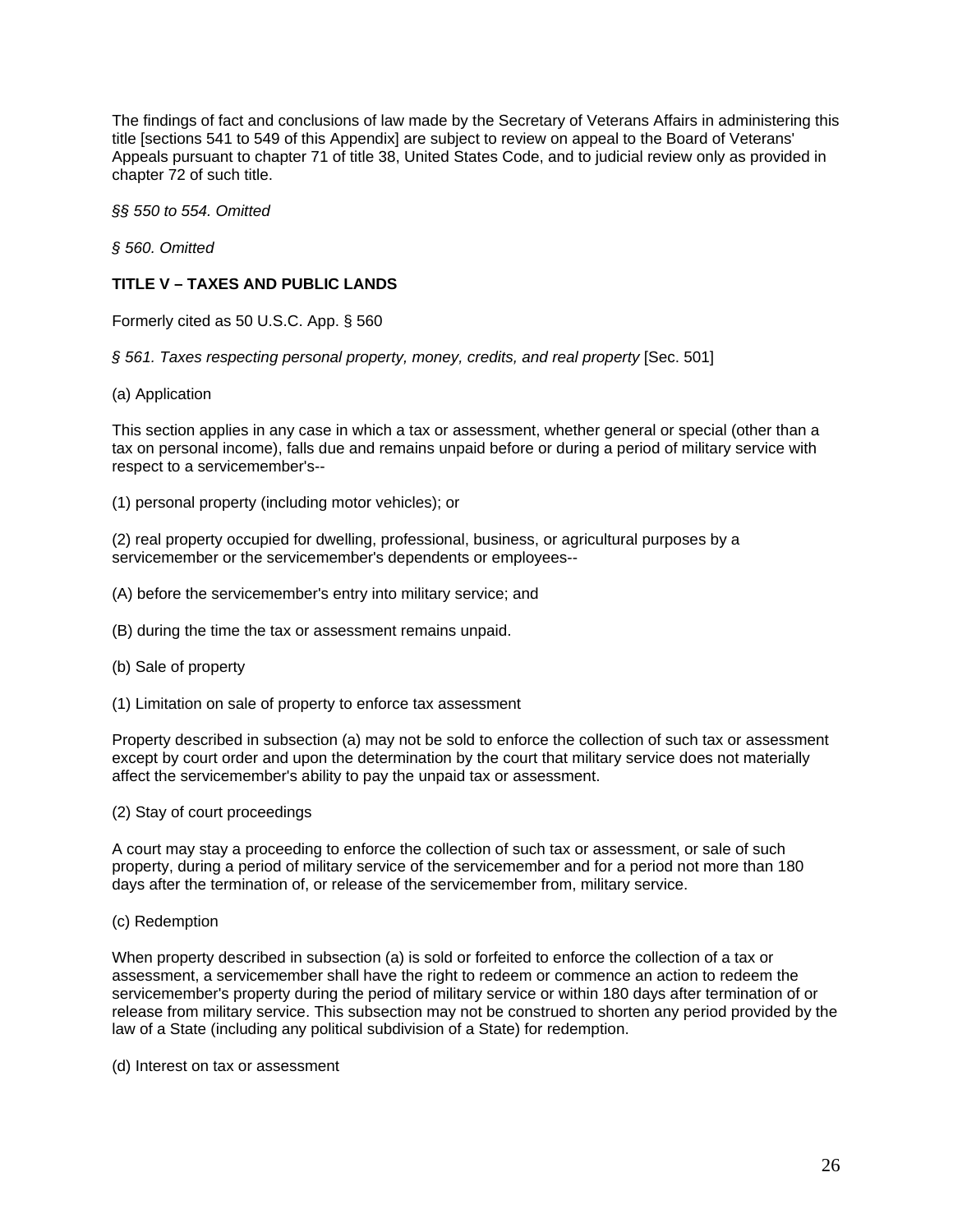The findings of fact and conclusions of law made by the Secretary of Veterans Affairs in administering this title [sections 541 to 549 of this Appendix] are subject to review on appeal to the Board of Veterans' Appeals pursuant to chapter 71 of title 38, United States Code, and to judicial review only as provided in chapter 72 of such title.

*§§ 550 to 554. Omitted*

*§ 560. Omitted*

**TITLE V – TAXES AND PUBLIC LANDS**

Formerly cited as 50 U.S.C. App. § 560

*§ 561. Taxes respecting personal property, money, credits, and real property* [Sec. 501]

(a) Application

This section applies in any case in which a tax or assessment, whether general or special (other than a tax on personal income), falls due and remains unpaid before or during a period of military service with respect to a servicemember's--

(1) personal property (including motor vehicles); or

(2) real property occupied for dwelling, professional, business, or agricultural purposes by a servicemember or the servicemember's dependents or employees--

(A) before the servicemember's entry into military service; and

(B) during the time the tax or assessment remains unpaid.

(b) Sale of property

(1) Limitation on sale of property to enforce tax assessment

Property described in subsection (a) may not be sold to enforce the collection of such tax or assessment except by court order and upon the determination by the court that military service does not materially affect the servicemember's ability to pay the unpaid tax or assessment.

(2) Stay of court proceedings

A court may stay a proceeding to enforce the collection of such tax or assessment, or sale of such property, during a period of military service of the servicemember and for a period not more than 180 days after the termination of, or release of the servicemember from, military service.

(c) Redemption

When property described in subsection (a) is sold or forfeited to enforce the collection of a tax or assessment, a servicemember shall have the right to redeem or commence an action to redeem the servicemember's property during the period of military service or within 180 days after termination of or release from military service. This subsection may not be construed to shorten any period provided by the law of a State (including any political subdivision of a State) for redemption.

(d) Interest on tax or assessment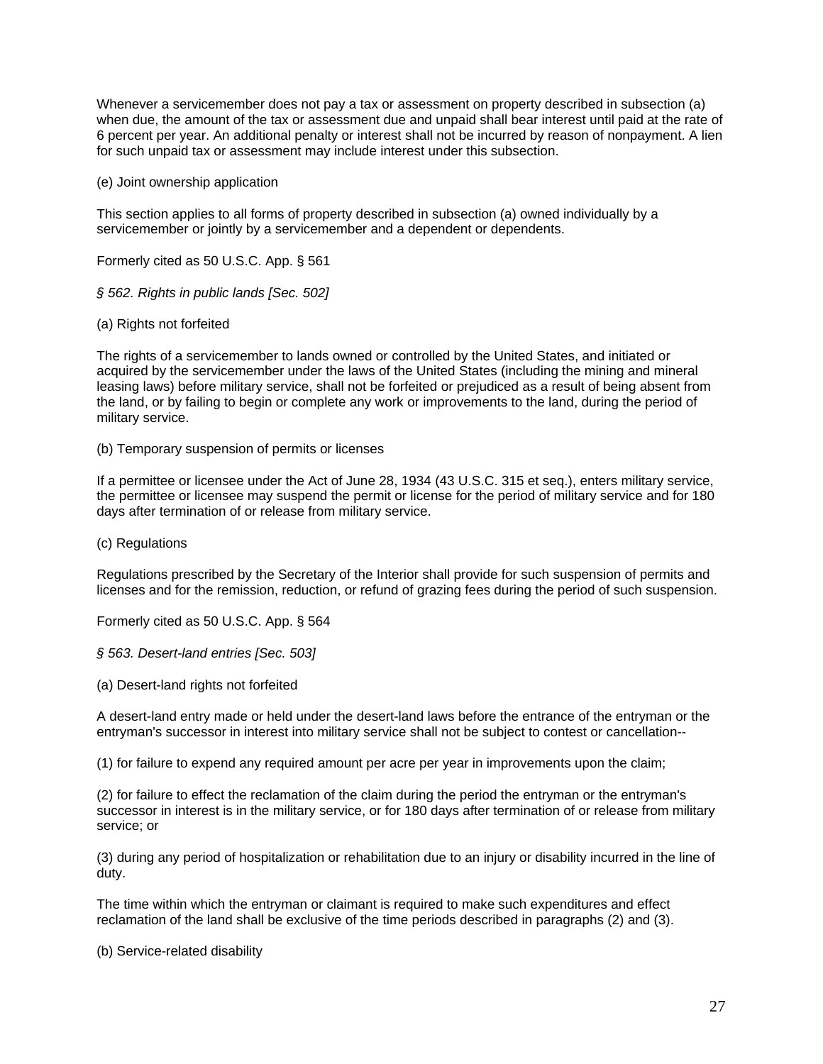Whenever a servicemember does not pay a tax or assessment on property described in subsection (a) when due, the amount of the tax or assessment due and unpaid shall bear interest until paid at the rate of 6 percent per year. An additional penalty or interest shall not be incurred by reason of nonpayment. A lien for such unpaid tax or assessment may include interest under this subsection.

(e) Joint ownership application

This section applies to all forms of property described in subsection (a) owned individually by a servicemember or jointly by a servicemember and a dependent or dependents.

Formerly cited as 50 U.S.C. App. § 561

*§ 562. Rights in public lands [Sec. 502]*

(a) Rights not forfeited

The rights of a servicemember to lands owned or controlled by the United States, and initiated or acquired by the servicemember under the laws of the United States (including the mining and mineral leasing laws) before military service, shall not be forfeited or prejudiced as a result of being absent from the land, or by failing to begin or complete any work or improvements to the land, during the period of military service.

(b) Temporary suspension of permits or licenses

If a permittee or licensee under the Act of June 28, 1934 (43 U.S.C. 315 et seq.), enters military service, the permittee or licensee may suspend the permit or license for the period of military service and for 180 days after termination of or release from military service.

(c) Regulations

Regulations prescribed by the Secretary of the Interior shall provide for such suspension of permits and licenses and for the remission, reduction, or refund of grazing fees during the period of such suspension.

Formerly cited as 50 U.S.C. App. § 564

*§ 563. Desert-land entries [Sec. 503]*

(a) Desert-land rights not forfeited

A desert-land entry made or held under the desert-land laws before the entrance of the entryman or the entryman's successor in interest into military service shall not be subject to contest or cancellation--

(1) for failure to expend any required amount per acre per year in improvements upon the claim;

(2) for failure to effect the reclamation of the claim during the period the entryman or the entryman's successor in interest is in the military service, or for 180 days after termination of or release from military service; or

(3) during any period of hospitalization or rehabilitation due to an injury or disability incurred in the line of duty.

The time within which the entryman or claimant is required to make such expenditures and effect reclamation of the land shall be exclusive of the time periods described in paragraphs (2) and (3).

(b) Service-related disability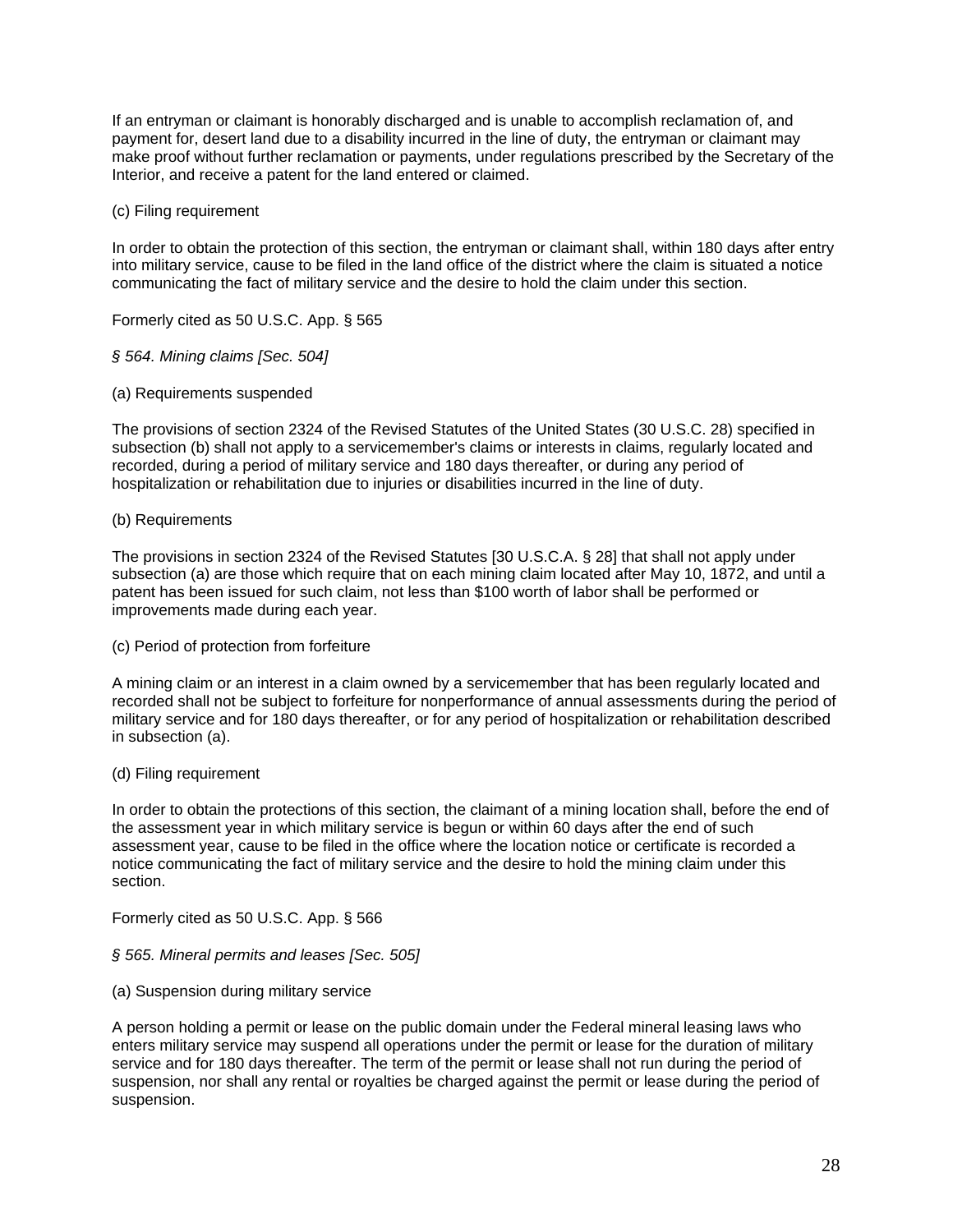If an entryman or claimant is honorably discharged and is unable to accomplish reclamation of, and payment for, desert land due to a disability incurred in the line of duty, the entryman or claimant may make proof without further reclamation or payments, under regulations prescribed by the Secretary of the Interior, and receive a patent for the land entered or claimed.

(c) Filing requirement

In order to obtain the protection of this section, the entryman or claimant shall, within 180 days after entry into military service, cause to be filed in the land office of the district where the claim is situated a notice communicating the fact of military service and the desire to hold the claim under this section.

Formerly cited as 50 U.S.C. App. § 565

*§ 564. Mining claims [Sec. 504]*

(a) Requirements suspended

The provisions of section 2324 of the Revised Statutes of the United States (30 U.S.C. 28) specified in subsection (b) shall not apply to a servicemember's claims or interests in claims, regularly located and recorded, during a period of military service and 180 days thereafter, or during any period of hospitalization or rehabilitation due to injuries or disabilities incurred in the line of duty.

(b) Requirements

The provisions in section 2324 of the Revised Statutes [30 U.S.C.A. § 28] that shall not apply under subsection (a) are those which require that on each mining claim located after May 10, 1872, and until a patent has been issued for such claim, not less than $100 worth of labor shall be performed or improvements made during each year.

(c) Period of protection from forfeiture

A mining claim or an interest in a claim owned by a servicemember that has been regularly located and recorded shall not be subject to forfeiture for nonperformance of annual assessments during the period of military service and for 180 days thereafter, or for any period of hospitalization or rehabilitation described in subsection (a).

(d) Filing requirement

In order to obtain the protections of this section, the claimant of a mining location shall, before the end of the assessment year in which military service is begun or within 60 days after the end of such assessment year, cause to be filed in the office where the location notice or certificate is recorded a notice communicating the fact of military service and the desire to hold the mining claim under this section.

Formerly cited as 50 U.S.C. App. § 566

*§ 565. Mineral permits and leases [Sec. 505]*

(a) Suspension during military service

A person holding a permit or lease on the public domain under the Federal mineral leasing laws who enters military service may suspend all operations under the permit or lease for the duration of military service and for 180 days thereafter. The term of the permit or lease shall not run during the period of suspension, nor shall any rental or royalties be charged against the permit or lease during the period of suspension.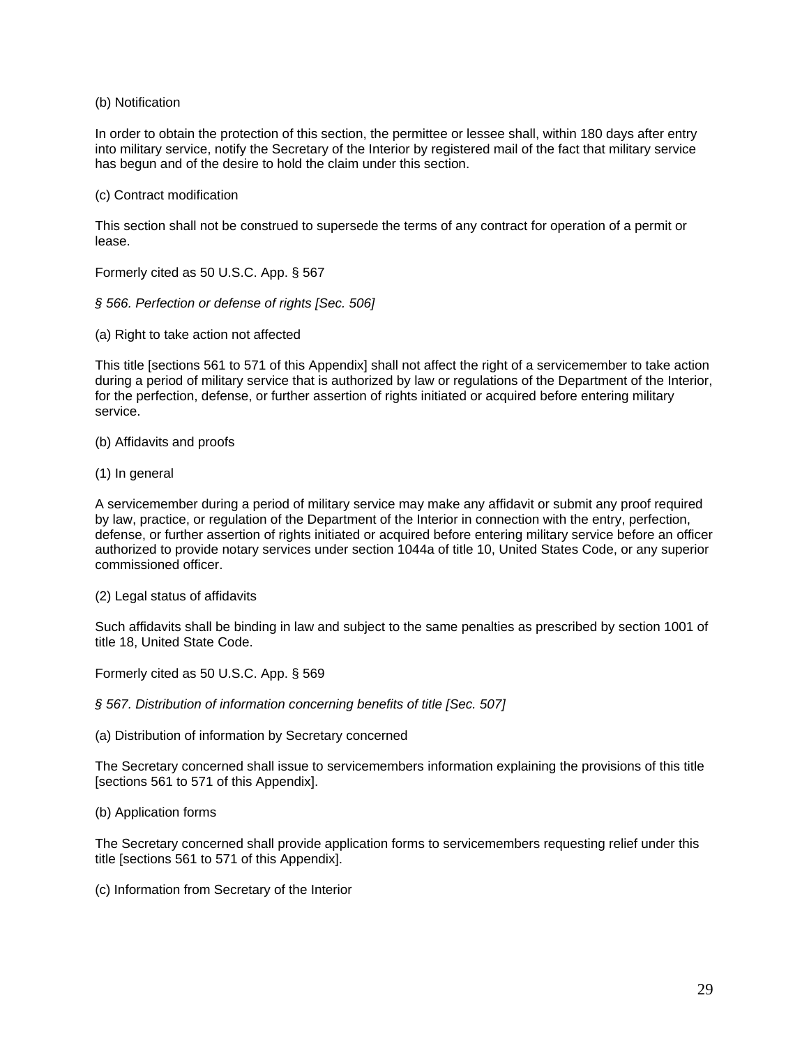(b) Notification

In order to obtain the protection of this section, the permittee or lessee shall, within 180 days after entry into military service, notify the Secretary of the Interior by registered mail of the fact that military service has begun and of the desire to hold the claim under this section.

(c) Contract modification

This section shall not be construed to supersede the terms of any contract for operation of a permit or lease.

Formerly cited as 50 U.S.C. App. § 567

*§ 566. Perfection or defense of rights [Sec. 506]*

(a) Right to take action not affected

This title [sections 561 to 571 of this Appendix] shall not affect the right of a servicemember to take action during a period of military service that is authorized by law or regulations of the Department of the Interior, for the perfection, defense, or further assertion of rights initiated or acquired before entering military service.

(b) Affidavits and proofs

(1) In general

A servicemember during a period of military service may make any affidavit or submit any proof required by law, practice, or regulation of the Department of the Interior in connection with the entry, perfection, defense, or further assertion of rights initiated or acquired before entering military service before an officer authorized to provide notary services under section 1044a of title 10, United States Code, or any superior commissioned officer.

(2) Legal status of affidavits

Such affidavits shall be binding in law and subject to the same penalties as prescribed by section 1001 of title 18, United State Code.

Formerly cited as 50 U.S.C. App. § 569

*§ 567. Distribution of information concerning benefits of title [Sec. 507]*

(a) Distribution of information by Secretary concerned

The Secretary concerned shall issue to servicemembers information explaining the provisions of this title [sections 561 to 571 of this Appendix].

(b) Application forms

The Secretary concerned shall provide application forms to servicemembers requesting relief under this title [sections 561 to 571 of this Appendix].

(c) Information from Secretary of the Interior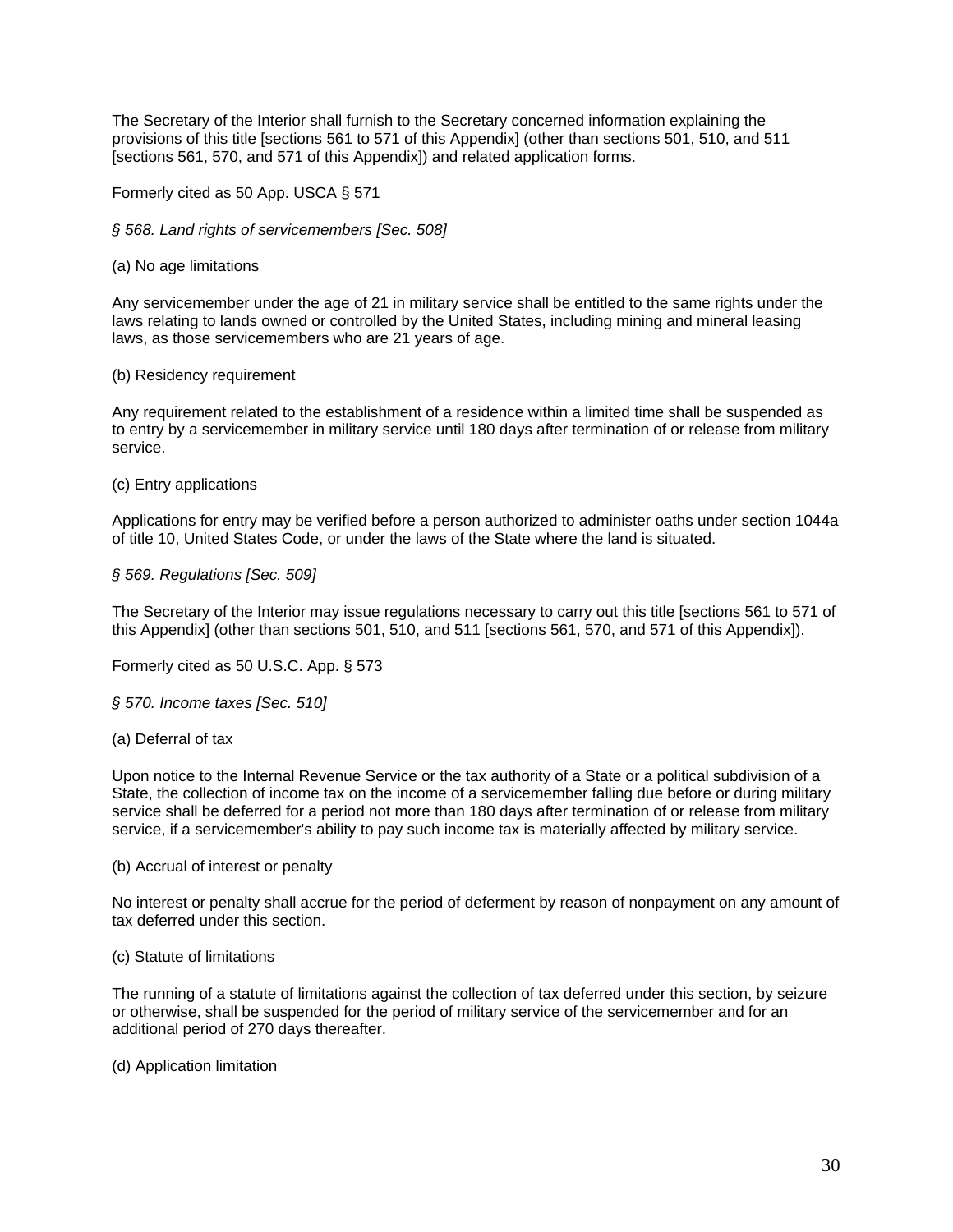The Secretary of the Interior shall furnish to the Secretary concerned information explaining the provisions of this title [sections 561 to 571 of this Appendix] (other than sections 501, 510, and 511 [sections 561, 570, and 571 of this Appendix]) and related application forms.

Formerly cited as 50 App. USCA § 571

*§ 568. Land rights of servicemembers [Sec. 508]*

(a) No age limitations

Any servicemember under the age of 21 in military service shall be entitled to the same rights under the laws relating to lands owned or controlled by the United States, including mining and mineral leasing laws, as those servicemembers who are 21 years of age.

(b) Residency requirement

Any requirement related to the establishment of a residence within a limited time shall be suspended as to entry by a servicemember in military service until 180 days after termination of or release from military service.

(c) Entry applications

Applications for entry may be verified before a person authorized to administer oaths under section 1044a of title 10, United States Code, or under the laws of the State where the land is situated.

*§ 569. Regulations [Sec. 509]*

The Secretary of the Interior may issue regulations necessary to carry out this title [sections 561 to 571 of this Appendix] (other than sections 501, 510, and 511 [sections 561, 570, and 571 of this Appendix]).

Formerly cited as 50 U.S.C. App. § 573

*§ 570. Income taxes [Sec. 510]*

(a) Deferral of tax

Upon notice to the Internal Revenue Service or the tax authority of a State or a political subdivision of a State, the collection of income tax on the income of a servicemember falling due before or during military service shall be deferred for a period not more than 180 days after termination of or release from military service, if a servicemember's ability to pay such income tax is materially affected by military service.

(b) Accrual of interest or penalty

No interest or penalty shall accrue for the period of deferment by reason of nonpayment on any amount of tax deferred under this section.

(c) Statute of limitations

The running of a statute of limitations against the collection of tax deferred under this section, by seizure or otherwise, shall be suspended for the period of military service of the servicemember and for an additional period of 270 days thereafter.

(d) Application limitation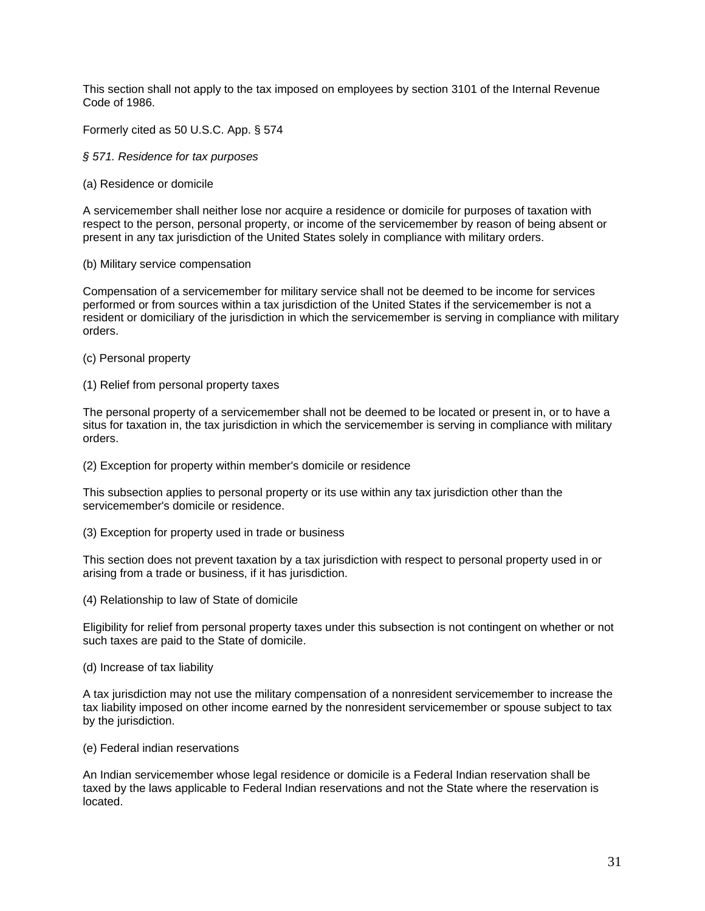This section shall not apply to the tax imposed on employees by section 3101 of the Internal Revenue Code of 1986.

Formerly cited as 50 U.S.C. App. § 574

*§ 571. Residence for tax purposes*

(a) Residence or domicile

A servicemember shall neither lose nor acquire a residence or domicile for purposes of taxation with respect to the person, personal property, or income of the servicemember by reason of being absent or present in any tax jurisdiction of the United States solely in compliance with military orders.

(b) Military service compensation

Compensation of a servicemember for military service shall not be deemed to be income for services performed or from sources within a tax jurisdiction of the United States if the servicemember is not a resident or domiciliary of the jurisdiction in which the servicemember is serving in compliance with military orders.

(c) Personal property

(1) Relief from personal property taxes

The personal property of a servicemember shall not be deemed to be located or present in, or to have a situs for taxation in, the tax jurisdiction in which the servicemember is serving in compliance with military orders.

(2) Exception for property within member's domicile or residence

This subsection applies to personal property or its use within any tax jurisdiction other than the servicemember's domicile or residence.

(3) Exception for property used in trade or business

This section does not prevent taxation by a tax jurisdiction with respect to personal property used in or arising from a trade or business, if it has jurisdiction.

(4) Relationship to law of State of domicile

Eligibility for relief from personal property taxes under this subsection is not contingent on whether or not such taxes are paid to the State of domicile.

(d) Increase of tax liability

A tax jurisdiction may not use the military compensation of a nonresident servicemember to increase the tax liability imposed on other income earned by the nonresident servicemember or spouse subject to tax by the jurisdiction.

(e) Federal indian reservations

An Indian servicemember whose legal residence or domicile is a Federal Indian reservation shall be taxed by the laws applicable to Federal Indian reservations and not the State where the reservation is located.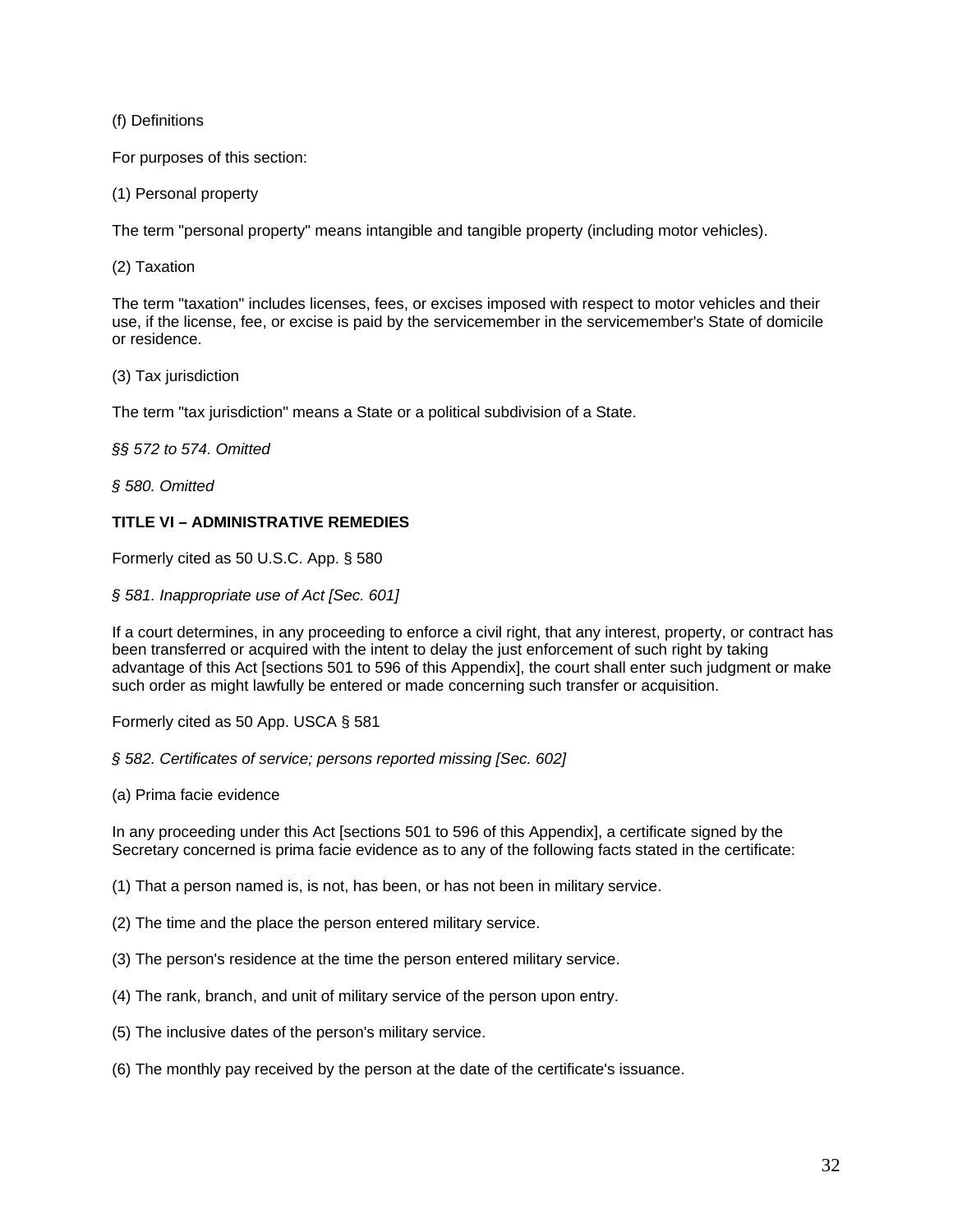(f) Definitions

For purposes of this section:

(1) Personal property

The term "personal property" means intangible and tangible property (including motor vehicles).

(2) Taxation

The term "taxation" includes licenses, fees, or excises imposed with respect to motor vehicles and their use, if the license, fee, or excise is paid by the servicemember in the servicemember's State of domicile or residence.

(3) Tax jurisdiction

The term "tax jurisdiction" means a State or a political subdivision of a State.

*§§ 572 to 574. Omitted*

*§ 580. Omitted*

**TITLE VI – ADMINISTRATIVE REMEDIES**

Formerly cited as 50 U.S.C. App. § 580

*§ 581. Inappropriate use of Act [Sec. 601]*

If a court determines, in any proceeding to enforce a civil right, that any interest, property, or contract has been transferred or acquired with the intent to delay the just enforcement of such right by taking advantage of this Act [sections 501 to 596 of this Appendix], the court shall enter such judgment or make such order as might lawfully be entered or made concerning such transfer or acquisition.

Formerly cited as 50 App. USCA § 581

*§ 582. Certificates of service; persons reported missing [Sec. 602]*

(a) Prima facie evidence

In any proceeding under this Act [sections 501 to 596 of this Appendix], a certificate signed by the Secretary concerned is prima facie evidence as to any of the following facts stated in the certificate:

(1) That a person named is, is not, has been, or has not been in military service.

(2) The time and the place the person entered military service.

(3) The person's residence at the time the person entered military service.

(4) The rank, branch, and unit of military service of the person upon entry.

(5) The inclusive dates of the person's military service.

(6) The monthly pay received by the person at the date of the certificate's issuance.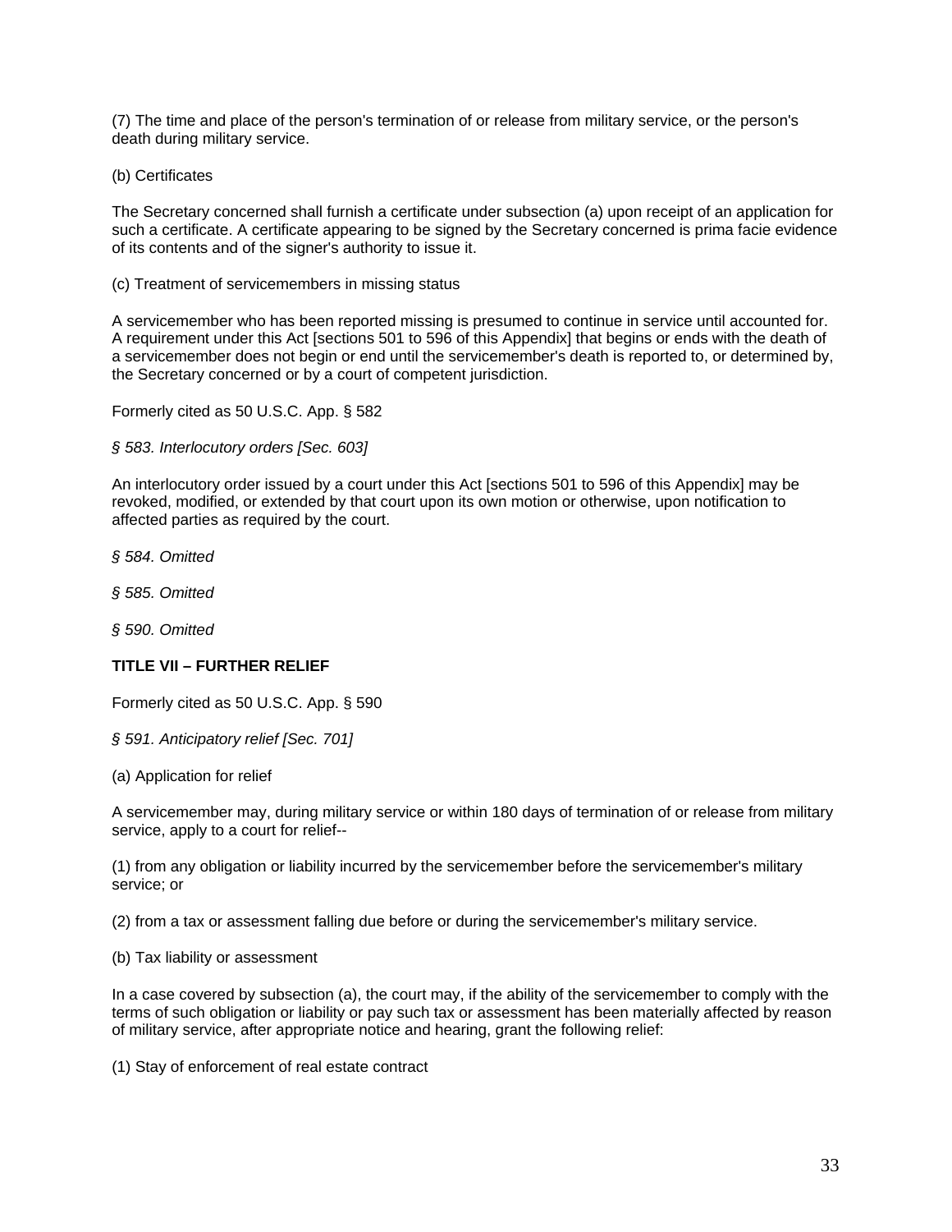(7) The time and place of the person's termination of or release from military service, or the person's death during military service.

(b) Certificates

The Secretary concerned shall furnish a certificate under subsection (a) upon receipt of an application for such a certificate. A certificate appearing to be signed by the Secretary concerned is prima facie evidence of its contents and of the signer's authority to issue it.

(c) Treatment of servicemembers in missing status

A servicemember who has been reported missing is presumed to continue in service until accounted for. A requirement under this Act [sections 501 to 596 of this Appendix] that begins or ends with the death of a servicemember does not begin or end until the servicemember's death is reported to, or determined by, the Secretary concerned or by a court of competent jurisdiction.

Formerly cited as 50 U.S.C. App. § 582

*§ 583. Interlocutory orders [Sec. 603]*

An interlocutory order issued by a court under this Act [sections 501 to 596 of this Appendix] may be revoked, modified, or extended by that court upon its own motion or otherwise, upon notification to affected parties as required by the court.

*§ 584. Omitted*

*§ 585. Omitted*

*§ 590. Omitted*

**TITLE VII – FURTHER RELIEF**

Formerly cited as 50 U.S.C. App. § 590

*§ 591. Anticipatory relief [Sec. 701]*

(a) Application for relief

A servicemember may, during military service or within 180 days of termination of or release from military service, apply to a court for relief--

(1) from any obligation or liability incurred by the servicemember before the servicemember's military service; or

(2) from a tax or assessment falling due before or during the servicemember's military service.

(b) Tax liability or assessment

In a case covered by subsection (a), the court may, if the ability of the servicemember to comply with the terms of such obligation or liability or pay such tax or assessment has been materially affected by reason of military service, after appropriate notice and hearing, grant the following relief:

(1) Stay of enforcement of real estate contract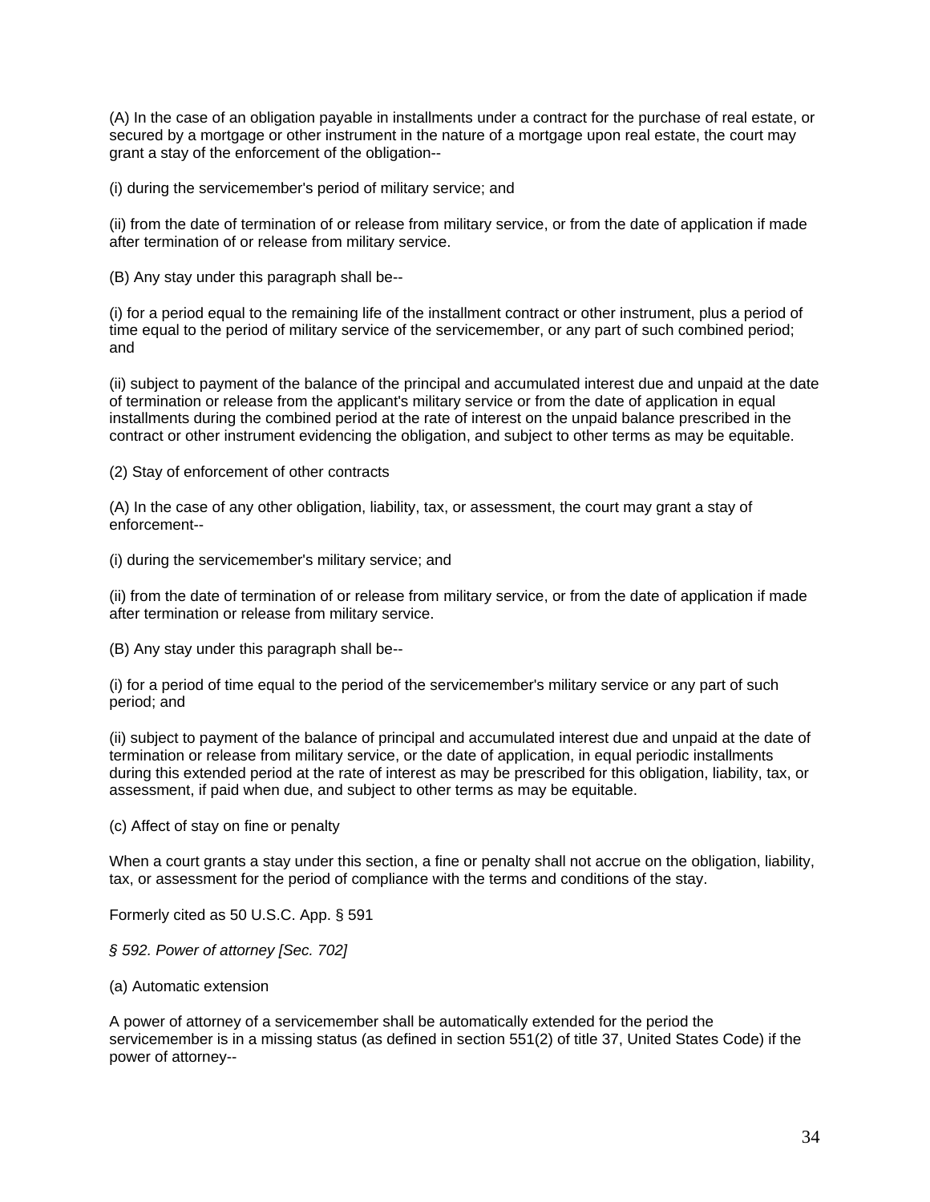(A) In the case of an obligation payable in installments under a contract for the purchase of real estate, or secured by a mortgage or other instrument in the nature of a mortgage upon real estate, the court may grant a stay of the enforcement of the obligation--

(i) during the servicemember's period of military service; and

(ii) from the date of termination of or release from military service, or from the date of application if made after termination of or release from military service.

(B) Any stay under this paragraph shall be--

(i) for a period equal to the remaining life of the installment contract or other instrument, plus a period of time equal to the period of military service of the servicemember, or any part of such combined period; and

(ii) subject to payment of the balance of the principal and accumulated interest due and unpaid at the date of termination or release from the applicant's military service or from the date of application in equal installments during the combined period at the rate of interest on the unpaid balance prescribed in the contract or other instrument evidencing the obligation, and subject to other terms as may be equitable.

(2) Stay of enforcement of other contracts

(A) In the case of any other obligation, liability, tax, or assessment, the court may grant a stay of enforcement--

(i) during the servicemember's military service; and

(ii) from the date of termination of or release from military service, or from the date of application if made after termination or release from military service.

(B) Any stay under this paragraph shall be--

(i) for a period of time equal to the period of the servicemember's military service or any part of such period; and

(ii) subject to payment of the balance of principal and accumulated interest due and unpaid at the date of termination or release from military service, or the date of application, in equal periodic installments during this extended period at the rate of interest as may be prescribed for this obligation, liability, tax, or assessment, if paid when due, and subject to other terms as may be equitable.

(c) Affect of stay on fine or penalty

When a court grants a stay under this section, a fine or penalty shall not accrue on the obligation, liability, tax, or assessment for the period of compliance with the terms and conditions of the stay.

Formerly cited as 50 U.S.C. App. § 591

*§ 592. Power of attorney [Sec. 702]*

(a) Automatic extension

A power of attorney of a servicemember shall be automatically extended for the period the servicemember is in a missing status (as defined in section 551(2) of title 37, United States Code) if the power of attorney--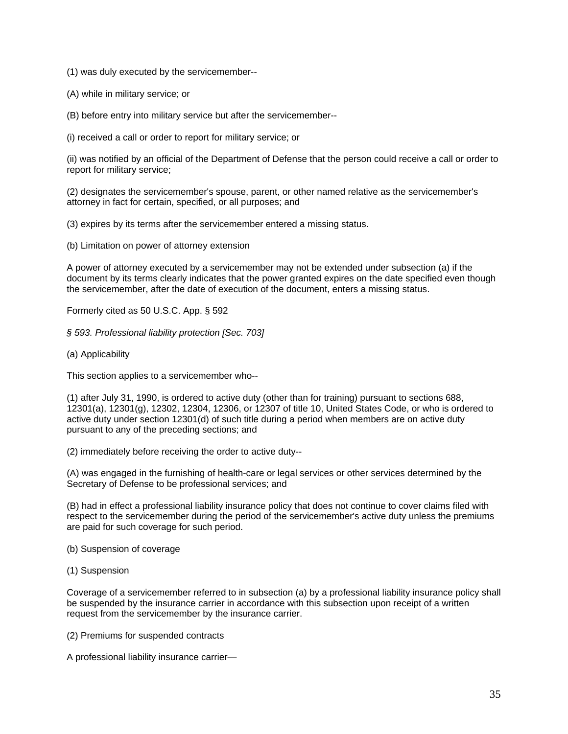(1) was duly executed by the servicemember--

(A) while in military service; or

(B) before entry into military service but after the servicemember--

(i) received a call or order to report for military service; or

(ii) was notified by an official of the Department of Defense that the person could receive a call or order to report for military service;

(2) designates the servicemember's spouse, parent, or other named relative as the servicemember's attorney in fact for certain, specified, or all purposes; and

(3) expires by its terms after the servicemember entered a missing status.

(b) Limitation on power of attorney extension

A power of attorney executed by a servicemember may not be extended under subsection (a) if the document by its terms clearly indicates that the power granted expires on the date specified even though the servicemember, after the date of execution of the document, enters a missing status.

Formerly cited as 50 U.S.C. App. § 592

*§ 593. Professional liability protection [Sec. 703]*

(a) Applicability

This section applies to a servicemember who--

(1) after July 31, 1990, is ordered to active duty (other than for training) pursuant to sections 688, 12301(a), 12301(g), 12302, 12304, 12306, or 12307 of title 10, United States Code, or who is ordered to active duty under section 12301(d) of such title during a period when members are on active duty pursuant to any of the preceding sections; and

(2) immediately before receiving the order to active duty--

(A) was engaged in the furnishing of health-care or legal services or other services determined by the Secretary of Defense to be professional services; and

(B) had in effect a professional liability insurance policy that does not continue to cover claims filed with respect to the servicemember during the period of the servicemember's active duty unless the premiums are paid for such coverage for such period.

(b) Suspension of coverage

(1) Suspension

Coverage of a servicemember referred to in subsection (a) by a professional liability insurance policy shall be suspended by the insurance carrier in accordance with this subsection upon receipt of a written request from the servicemember by the insurance carrier.

(2) Premiums for suspended contracts

A professional liability insurance carrier—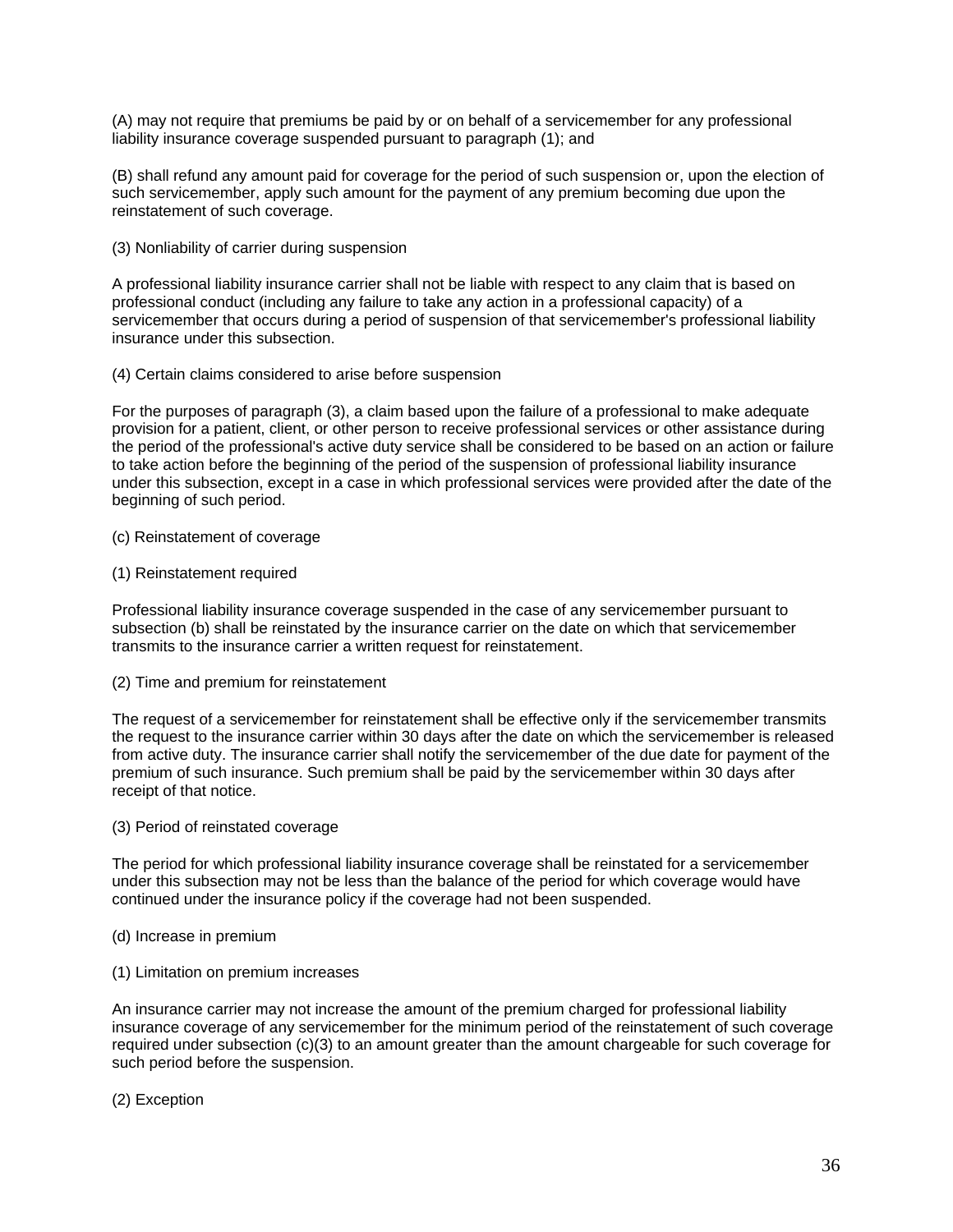(A) may not require that premiums be paid by or on behalf of a servicemember for any professional liability insurance coverage suspended pursuant to paragraph (1); and

(B) shall refund any amount paid for coverage for the period of such suspension or, upon the election of such servicemember, apply such amount for the payment of any premium becoming due upon the reinstatement of such coverage.

(3) Nonliability of carrier during suspension

A professional liability insurance carrier shall not be liable with respect to any claim that is based on professional conduct (including any failure to take any action in a professional capacity) of a servicemember that occurs during a period of suspension of that servicemember's professional liability insurance under this subsection.

(4) Certain claims considered to arise before suspension

For the purposes of paragraph (3), a claim based upon the failure of a professional to make adequate provision for a patient, client, or other person to receive professional services or other assistance during the period of the professional's active duty service shall be considered to be based on an action or failure to take action before the beginning of the period of the suspension of professional liability insurance under this subsection, except in a case in which professional services were provided after the date of the beginning of such period.

(c) Reinstatement of coverage

(1) Reinstatement required

Professional liability insurance coverage suspended in the case of any servicemember pursuant to subsection (b) shall be reinstated by the insurance carrier on the date on which that servicemember transmits to the insurance carrier a written request for reinstatement.

(2) Time and premium for reinstatement

The request of a servicemember for reinstatement shall be effective only if the servicemember transmits the request to the insurance carrier within 30 days after the date on which the servicemember is released from active duty. The insurance carrier shall notify the servicemember of the due date for payment of the premium of such insurance. Such premium shall be paid by the servicemember within 30 days after receipt of that notice.

(3) Period of reinstated coverage

The period for which professional liability insurance coverage shall be reinstated for a servicemember under this subsection may not be less than the balance of the period for which coverage would have continued under the insurance policy if the coverage had not been suspended.

(d) Increase in premium

(1) Limitation on premium increases

An insurance carrier may not increase the amount of the premium charged for professional liability insurance coverage of any servicemember for the minimum period of the reinstatement of such coverage required under subsection (c)(3) to an amount greater than the amount chargeable for such coverage for such period before the suspension.

(2) Exception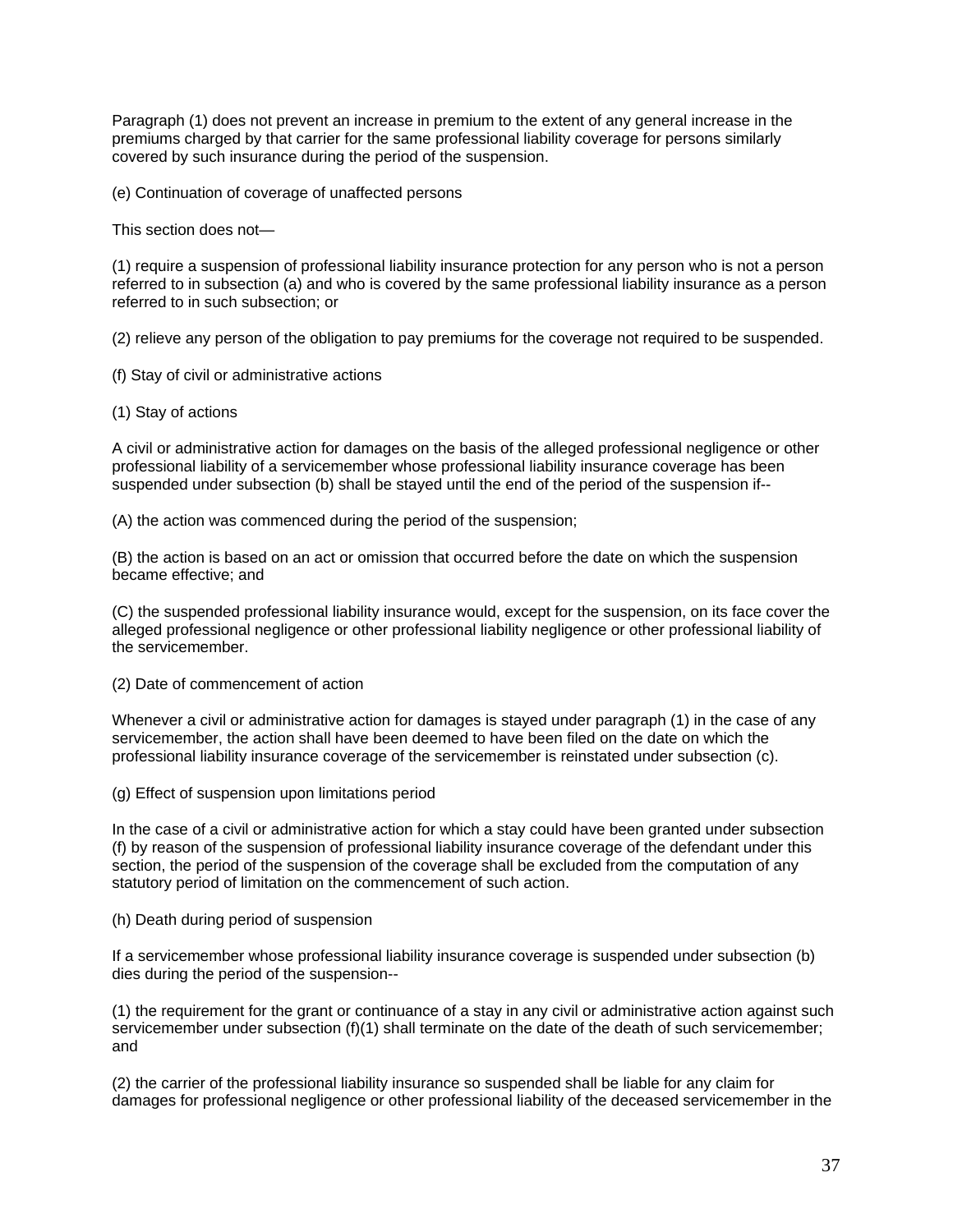Paragraph (1) does not prevent an increase in premium to the extent of any general increase in the premiums charged by that carrier for the same professional liability coverage for persons similarly covered by such insurance during the period of the suspension.

(e) Continuation of coverage of unaffected persons

This section does not—

(1) require a suspension of professional liability insurance protection for any person who is not a person referred to in subsection (a) and who is covered by the same professional liability insurance as a person referred to in such subsection; or

(2) relieve any person of the obligation to pay premiums for the coverage not required to be suspended.

(f) Stay of civil or administrative actions

(1) Stay of actions

A civil or administrative action for damages on the basis of the alleged professional negligence or other professional liability of a servicemember whose professional liability insurance coverage has been suspended under subsection (b) shall be stayed until the end of the period of the suspension if--

(A) the action was commenced during the period of the suspension;

(B) the action is based on an act or omission that occurred before the date on which the suspension became effective; and

(C) the suspended professional liability insurance would, except for the suspension, on its face cover the alleged professional negligence or other professional liability negligence or other professional liability of the servicemember.

(2) Date of commencement of action

Whenever a civil or administrative action for damages is stayed under paragraph (1) in the case of any servicemember, the action shall have been deemed to have been filed on the date on which the professional liability insurance coverage of the servicemember is reinstated under subsection (c).

(g) Effect of suspension upon limitations period

In the case of a civil or administrative action for which a stay could have been granted under subsection (f) by reason of the suspension of professional liability insurance coverage of the defendant under this section, the period of the suspension of the coverage shall be excluded from the computation of any statutory period of limitation on the commencement of such action.

(h) Death during period of suspension

If a servicemember whose professional liability insurance coverage is suspended under subsection (b) dies during the period of the suspension--

(1) the requirement for the grant or continuance of a stay in any civil or administrative action against such servicemember under subsection (f)(1) shall terminate on the date of the death of such servicemember; and

(2) the carrier of the professional liability insurance so suspended shall be liable for any claim for damages for professional negligence or other professional liability of the deceased servicemember in the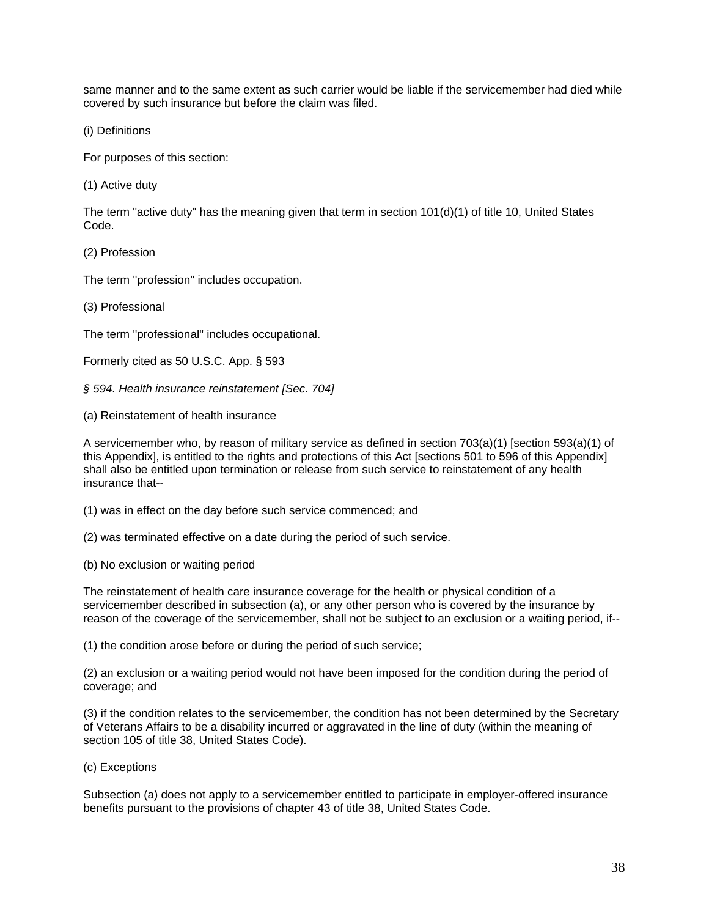same manner and to the same extent as such carrier would be liable if the servicemember had died while covered by such insurance but before the claim was filed.

(i) Definitions

For purposes of this section:

(1) Active duty

The term "active duty" has the meaning given that term in section 101(d)(1) of title 10, United States Code.

(2) Profession

The term "profession" includes occupation.

(3) Professional

The term "professional" includes occupational.

Formerly cited as 50 U.S.C. App. § 593

*§ 594. Health insurance reinstatement [Sec. 704]*

(a) Reinstatement of health insurance

A servicemember who, by reason of military service as defined in section 703(a)(1) [section 593(a)(1) of this Appendix], is entitled to the rights and protections of this Act [sections 501 to 596 of this Appendix] shall also be entitled upon termination or release from such service to reinstatement of any health insurance that--

(1) was in effect on the day before such service commenced; and

(2) was terminated effective on a date during the period of such service.

(b) No exclusion or waiting period

The reinstatement of health care insurance coverage for the health or physical condition of a servicemember described in subsection (a), or any other person who is covered by the insurance by reason of the coverage of the servicemember, shall not be subject to an exclusion or a waiting period, if--

(1) the condition arose before or during the period of such service;

(2) an exclusion or a waiting period would not have been imposed for the condition during the period of coverage; and

(3) if the condition relates to the servicemember, the condition has not been determined by the Secretary of Veterans Affairs to be a disability incurred or aggravated in the line of duty (within the meaning of section 105 of title 38, United States Code).

(c) Exceptions

Subsection (a) does not apply to a servicemember entitled to participate in employer-offered insurance benefits pursuant to the provisions of chapter 43 of title 38, United States Code.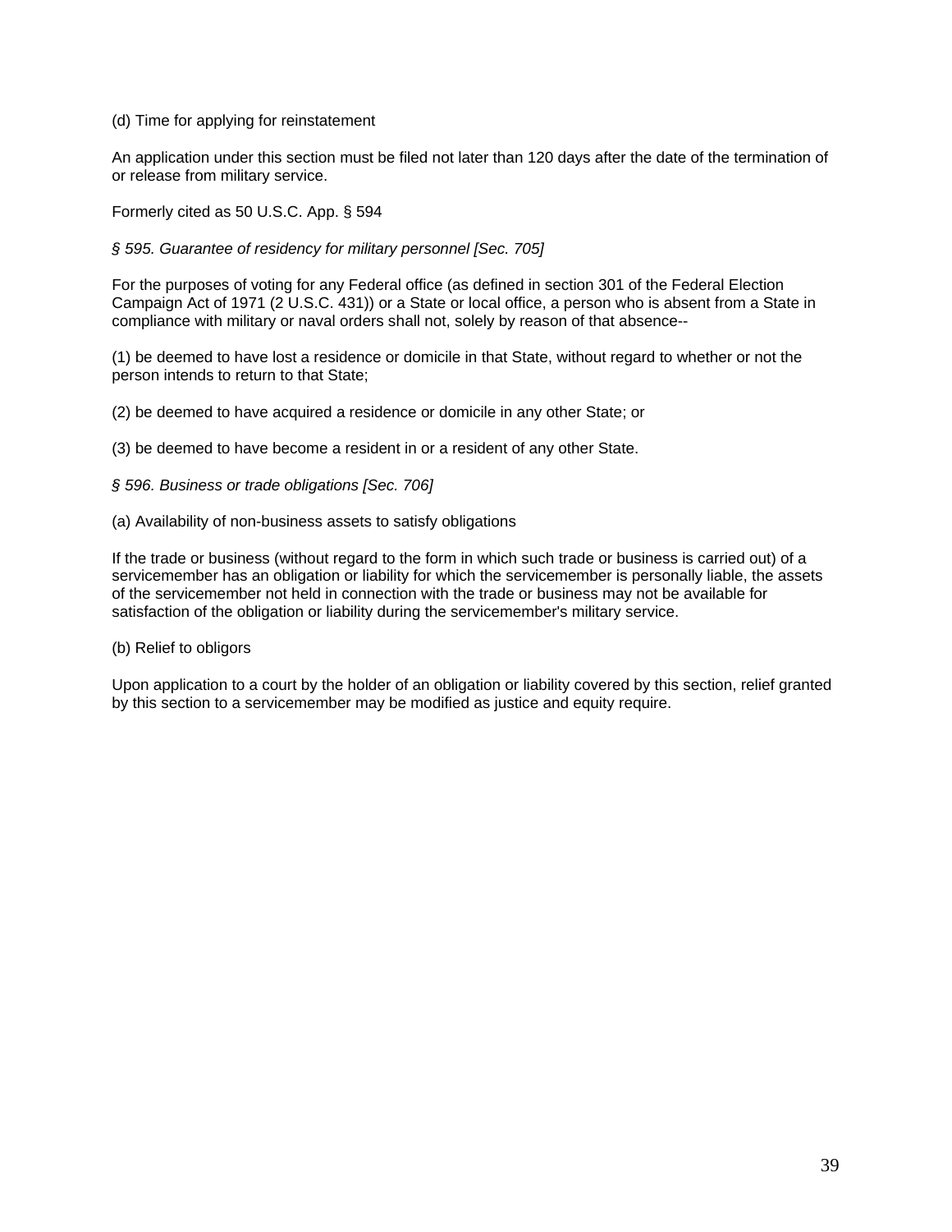(d) Time for applying for reinstatement

An application under this section must be filed not later than 120 days after the date of the termination of or release from military service.

Formerly cited as 50 U.S.C. App. § 594

*§ 595. Guarantee of residency for military personnel [Sec. 705]*

For the purposes of voting for any Federal office (as defined in section 301 of the Federal Election Campaign Act of 1971 (2 U.S.C. 431)) or a State or local office, a person who is absent from a State in compliance with military or naval orders shall not, solely by reason of that absence--

(1) be deemed to have lost a residence or domicile in that State, without regard to whether or not the person intends to return to that State;

(2) be deemed to have acquired a residence or domicile in any other State; or

(3) be deemed to have become a resident in or a resident of any other State.

*§ 596. Business or trade obligations [Sec. 706]*

(a) Availability of non-business assets to satisfy obligations

If the trade or business (without regard to the form in which such trade or business is carried out) of a servicemember has an obligation or liability for which the servicemember is personally liable, the assets of the servicemember not held in connection with the trade or business may not be available for satisfaction of the obligation or liability during the servicemember's military service.

(b) Relief to obligors

Upon application to a court by the holder of an obligation or liability covered by this section, relief granted by this section to a servicemember may be modified as justice and equity require.